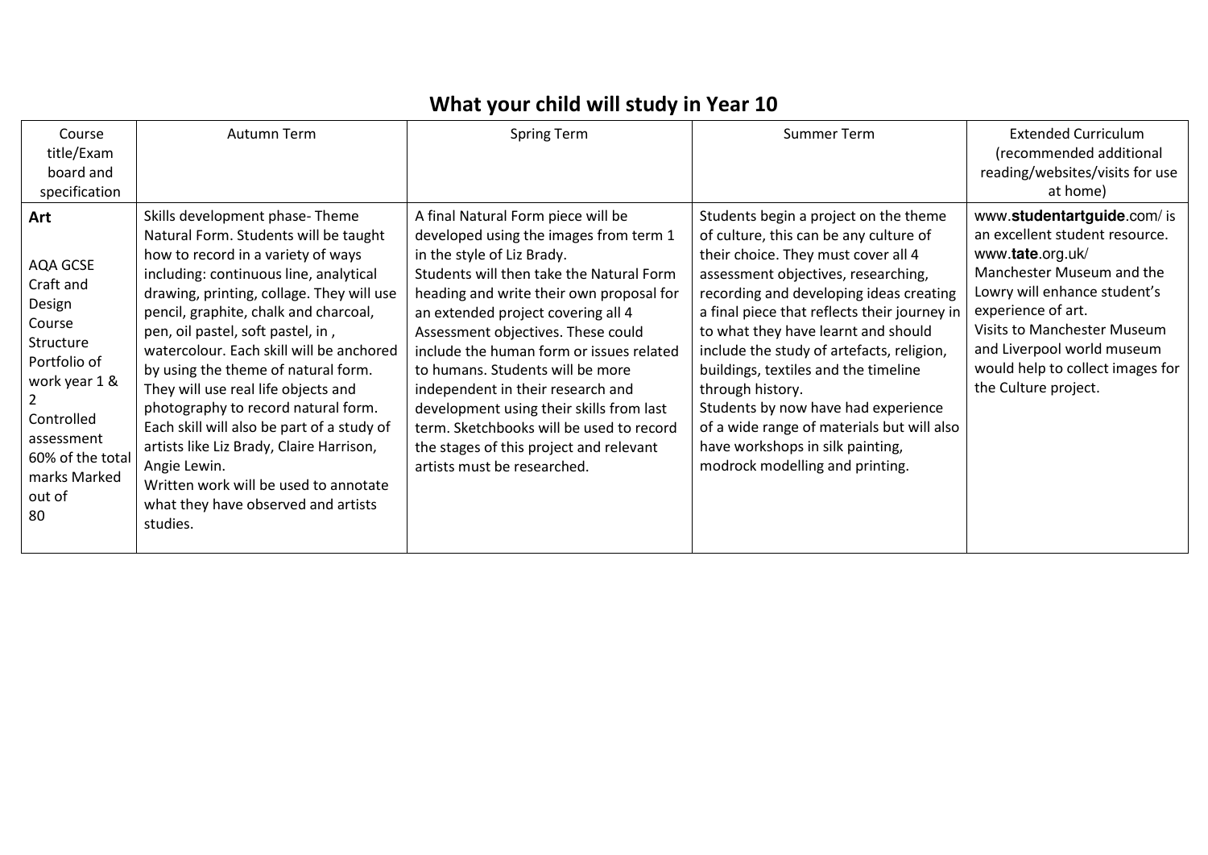## What your child will study in Year 10

| Course title/Exam board and specification | Autumn Term | Spring Term | Summer Term | Extended Curriculum (recommended additional reading/websites/visits for use at home) |
|---|---|---|---|---|
| **Art**<br><br>AQA GCSE Craft and Design Course Structure Portfolio of work year 1 & 2 Controlled assessment 60% of the total marks Marked out of 80 | Skills development phase- Theme Natural Form. Students will be taught how to record in a variety of ways including: continuous line, analytical drawing, printing, collage. They will use pencil, graphite, chalk and charcoal, pen, oil pastel, soft pastel, in , watercolour. Each skill will be anchored by using the theme of natural form. They will use real life objects and photography to record natural form. Each skill will also be part of a study of artists like Liz Brady, Claire Harrison, Angie Lewin.<br>Written work will be used to annotate what they have observed and artists studies. | A final Natural Form piece will be developed using the images from term 1 in the style of Liz Brady.<br>Students will then take the Natural Form heading and write their own proposal for an extended project covering all 4 Assessment objectives. These could include the human form or issues related to humans. Students will be more independent in their research and development using their skills from last term. Sketchbooks will be used to record the stages of this project and relevant artists must be researched. | Students begin a project on the theme of culture, this can be any culture of their choice. They must cover all 4 assessment objectives, researching, recording and developing ideas creating a final piece that reflects their journey in to what they have learnt and should include the study of artefacts, religion, buildings, textiles and the timeline through history.<br>Students by now have had experience of a wide range of materials but will also have workshops in silk painting, modrock modelling and printing. | www.**studentartguide**.com/ is an excellent student resource.<br>www.**tate**.org.uk/<br>Manchester Museum and the Lowry will enhance student's experience of art.<br>Visits to Manchester Museum and Liverpool world museum would help to collect images for the Culture project. |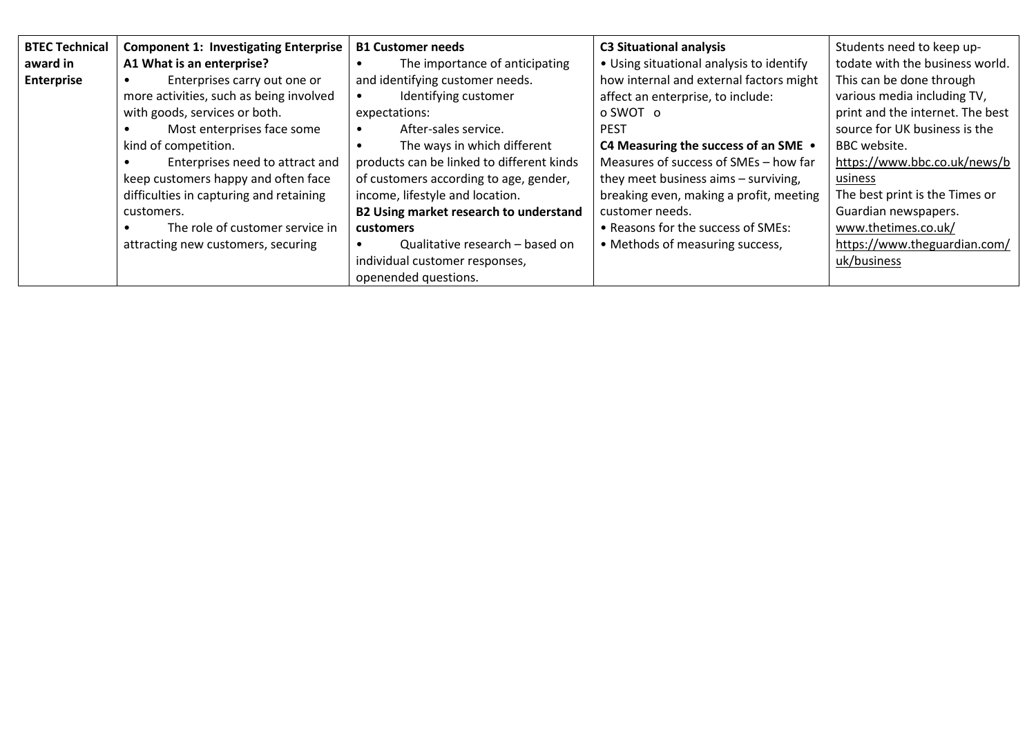| | | | | |
|---|---|---|---|---|
| **BTEC Technical award in Enterprise** | **Component 1: Investigating Enterprise**<br>**A1 What is an enterprise?**<br>• Enterprises carry out one or more activities, such as being involved with goods, services or both.<br>• Most enterprises face some kind of competition.<br>• Enterprises need to attract and keep customers happy and often face difficulties in capturing and retaining customers.<br>• The role of customer service in attracting new customers, securing | **B1 Customer needs**<br>• The importance of anticipating and identifying customer needs.<br>• Identifying customer expectations:<br>• After-sales service.<br>• The ways in which different products can be linked to different kinds of customers according to age, gender, income, lifestyle and location.<br>**B2 Using market research to understand customers**<br>• Qualitative research – based on individual customer responses, openended questions. | **C3 Situational analysis**<br>• Using situational analysis to identify how internal and external factors might affect an enterprise, to include:<br>o SWOT o PEST<br>**C4 Measuring the success of an SME** • Measures of success of SMEs – how far they meet business aims – surviving, breaking even, making a profit, meeting customer needs.<br>• Reasons for the success of SMEs:<br>• Methods of measuring success, | Students need to keep up-todate with the business world. This can be done through various media including TV, print and the internet. The best source for UK business is the BBC website.<br>https://www.bbc.co.uk/news/business<br>The best print is the Times or Guardian newspapers.<br>www.thetimes.co.uk/<br>https://www.theguardian.com/uk/business |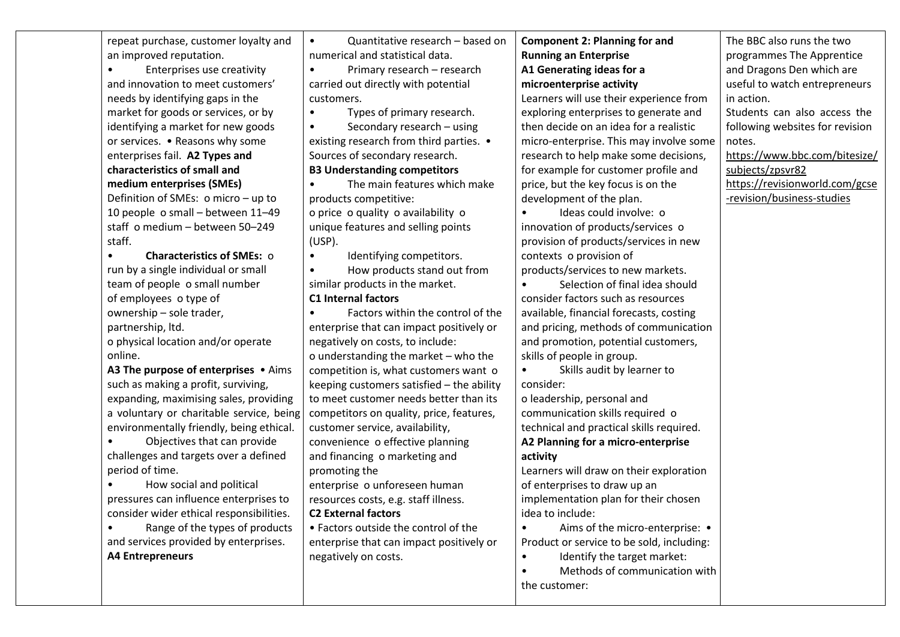| | | | | |
|---|---|---|---|---|
| | repeat purchase, customer loyalty and an improved reputation.<br>• Enterprises use creativity and innovation to meet customers' needs by identifying gaps in the market for goods or services, or by identifying a market for new goods or services. • Reasons why some enterprises fail. **A2 Types and characteristics of small and medium enterprises (SMEs)**<br>Definition of SMEs: o micro – up to 10 people o small – between 11–49 staff o medium – between 50–249 staff.<br>• **Characteristics of SMEs:** o run by a single individual or small team of people o small number of employees o type of ownership – sole trader, partnership, ltd.<br>o physical location and/or operate online.<br>**A3 The purpose of enterprises** • Aims such as making a profit, surviving, expanding, maximising sales, providing a voluntary or charitable service, being environmentally friendly, being ethical.<br>• Objectives that can provide challenges and targets over a defined period of time.<br>• How social and political pressures can influence enterprises to consider wider ethical responsibilities.<br>• Range of the types of products and services provided by enterprises.<br>**A4 Entrepreneurs** | • Quantitative research – based on numerical and statistical data.<br>• Primary research – research carried out directly with potential customers.<br>• Types of primary research.<br>• Secondary research – using existing research from third parties. • Sources of secondary research.<br>**B3 Understanding competitors**<br>• The main features which make products competitive:<br>o price o quality o availability o unique features and selling points (USP).<br>• Identifying competitors.<br>• How products stand out from similar products in the market.<br>**C1 Internal factors**<br>• Factors within the control of the enterprise that can impact positively or negatively on costs, to include:<br>o understanding the market – who the competition is, what customers want o keeping customers satisfied – the ability to meet customer needs better than its competitors on quality, price, features, customer service, availability, convenience o effective planning and financing o marketing and promoting the enterprise o unforeseen human resources costs, e.g. staff illness.<br>**C2 External factors**<br>• Factors outside the control of the enterprise that can impact positively or negatively on costs. | **Component 2: Planning for and Running an Enterprise**<br>**A1 Generating ideas for a microenterprise activity**<br>Learners will use their experience from exploring enterprises to generate and then decide on an idea for a realistic micro-enterprise. This may involve some research to help make some decisions, for example for customer profile and price, but the key focus is on the development of the plan.<br>• Ideas could involve: o innovation of products/services o provision of products/services in new contexts o provision of products/services to new markets.<br>• Selection of final idea should consider factors such as resources available, financial forecasts, costing and pricing, methods of communication and promotion, potential customers, skills of people in group.<br>• Skills audit by learner to consider:<br>o leadership, personal and communication skills required o technical and practical skills required.<br>**A2 Planning for a micro-enterprise activity**<br>Learners will draw on their exploration of enterprises to draw up an implementation plan for their chosen idea to include:<br>• Aims of the micro-enterprise: • Product or service to be sold, including:<br>• Identify the target market:<br>• Methods of communication with the customer: | The BBC also runs the two programmes The Apprentice and Dragons Den which are useful to watch entrepreneurs in action.<br>Students can also access the following websites for revision notes.<br>https://www.bbc.com/bitesize/subjects/zpsvr82<br>https://revisionworld.com/gcse-revision/business-studies |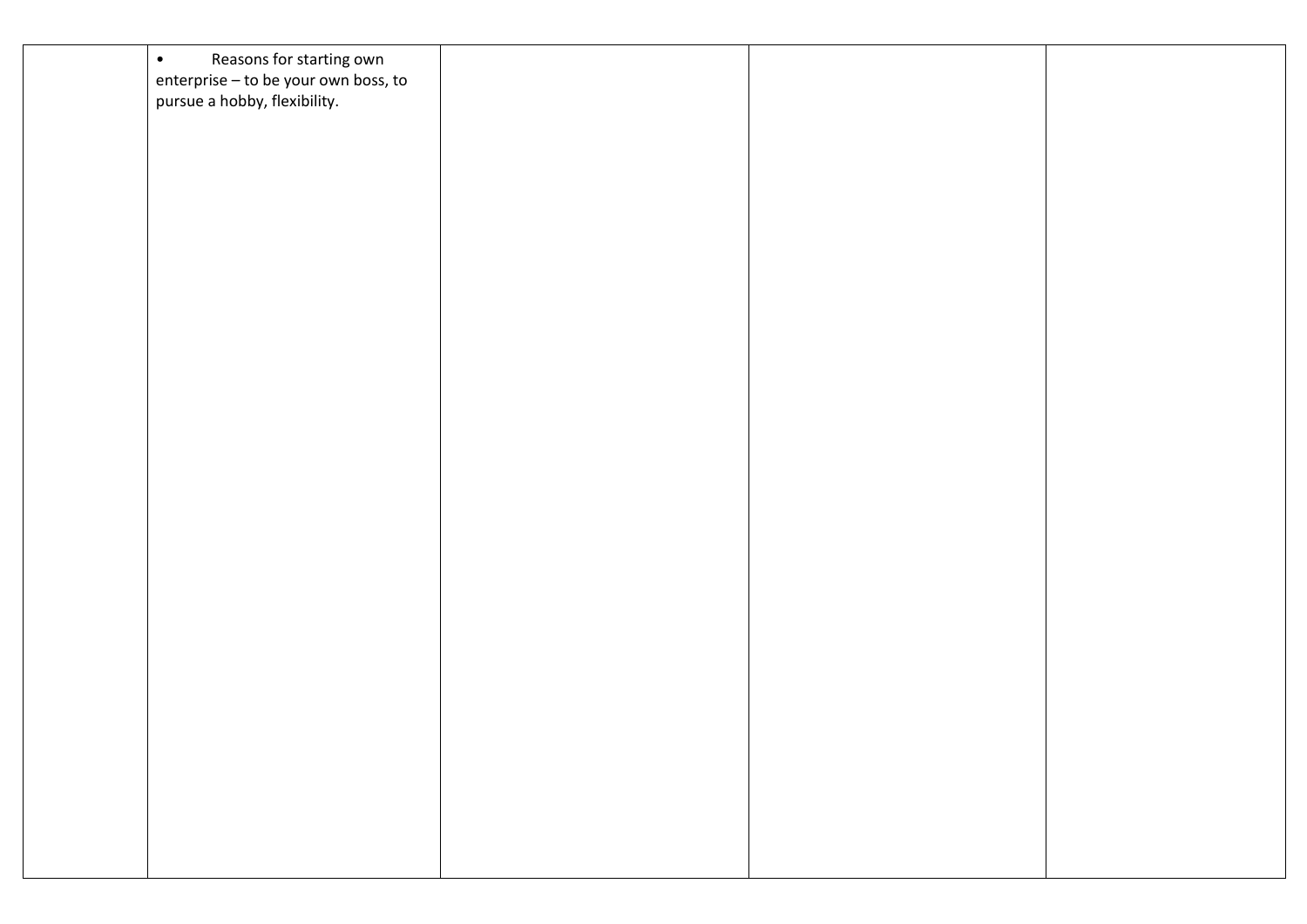| | | | | |
|---|---|---|---|---|
| | • Reasons for starting own enterprise – to be your own boss, to pursue a hobby, flexibility. | | | |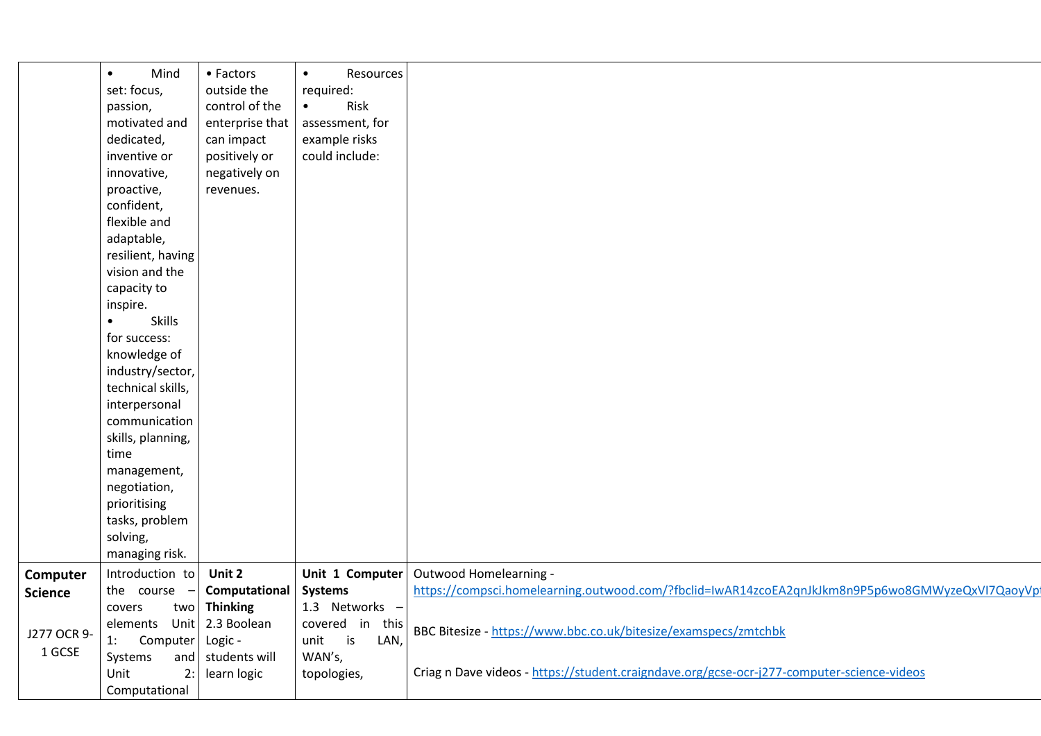| | | | | |
|---|---|---|---|---|
| | • Mind set: focus, passion, motivated and dedicated, inventive or innovative, proactive, confident, flexible and adaptable, resilient, having vision and the capacity to inspire.<br>• Skills for success: knowledge of industry/sector, technical skills, interpersonal communication skills, planning, time management, negotiation, prioritising tasks, problem solving, managing risk. | • Factors outside the control of the enterprise that can impact positively or negatively on revenues. | • Resources required:<br>• Risk assessment, for example risks could include: | |
| **Computer Science**<br><br>J277 OCR 9-1 GCSE | Introduction to the course – covers two elements Unit 1: Computer Systems and Unit 2: Computational | **Unit 2 Computational Thinking**<br>2.3 Boolean Logic - students will learn logic | **Unit 1 Computer Systems**<br>1.3 Networks – covered in this unit is LAN, WAN's, topologies, | Outwood Homelearning - https://compsci.homelearning.outwood.com/?fbclid=IwAR14zcoEA2qnJkJkm8n9P5p6wo8GMWyzeQxVI7QaoyVpt<br><br>BBC Bitesize - https://www.bbc.co.uk/bitesize/examspecs/zmtchbk<br><br>Criag n Dave videos - https://student.craigndave.org/gcse-ocr-j277-computer-science-videos |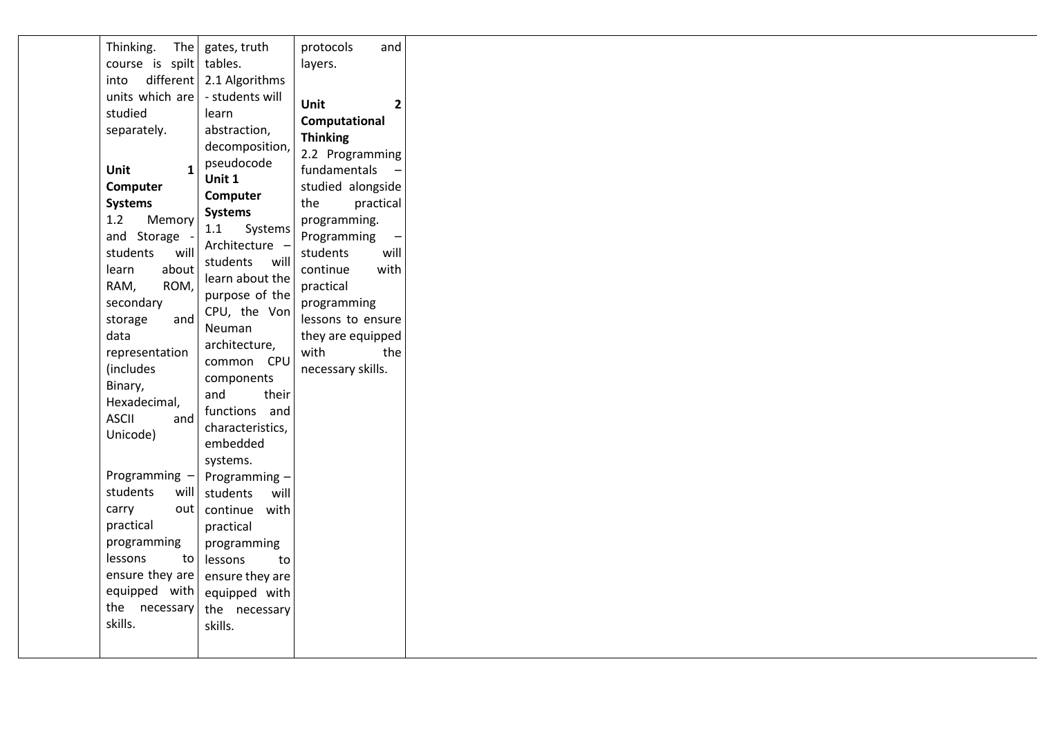| | | | | |
|---|---|---|---|---|
| | Thinking. The course is spilt into different units which are studied separately.<br><br>**Unit 1 Computer Systems**<br>1.2 Memory and Storage - students will learn about RAM, ROM, secondary storage and data representation (includes Binary, Hexadecimal, ASCII and Unicode)<br><br>Programming – students will carry out practical programming lessons to ensure they are equipped with the necessary skills. | gates, truth tables.<br>2.1 Algorithms - students will learn abstraction, decomposition, pseudocode<br>**Unit 1 Computer Systems**<br>1.1 Systems Architecture – students will learn about the purpose of the CPU, the Von Neuman architecture, common CPU components and their functions and characteristics, embedded systems.<br>Programming – students will continue with practical programming lessons to ensure they are equipped with the necessary skills. | protocols and layers.<br><br>**Unit 2 Computational Thinking**<br>2.2 Programming fundamentals – studied alongside the practical programming.<br>Programming – students will continue with practical programming lessons to ensure they are equipped with the necessary skills. | |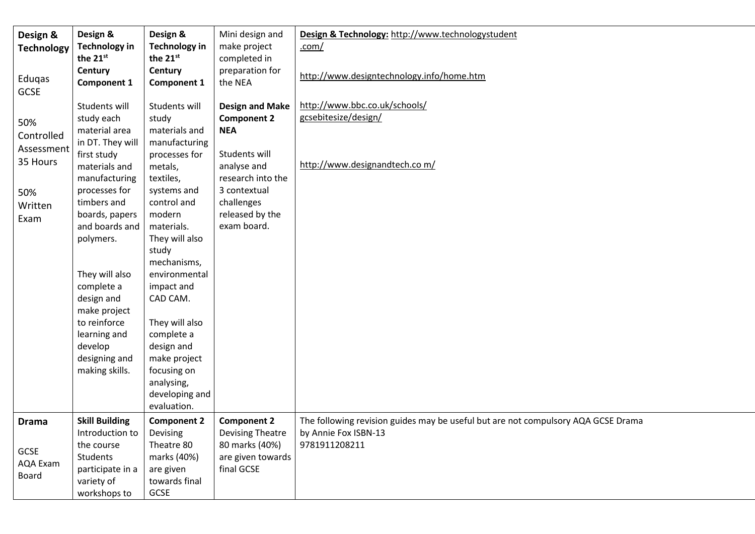| | | | | |
|---|---|---|---|---|
| **Design & Technology**<br><br>Eduqas GCSE<br><br>50% Controlled Assessment 35 Hours<br><br>50% Written Exam | **Design & Technology in the 21st Century Component 1**<br><br>Students will study each material area in DT. They will first study materials and manufacturing processes for timbers and boards, papers and boards and polymers.<br><br>They will also complete a design and make project to reinforce learning and develop designing and making skills. | **Design & Technology in the 21st Century Component 1**<br><br>Students will study materials and manufacturing processes for metals, textiles, systems and control and modern materials. They will also study mechanisms, environmental impact and CAD CAM.<br><br>They will also complete a design and make project focusing on analysing, developing and evaluation. | Mini design and make project completed in preparation for the NEA<br><br>**Design and Make Component 2 NEA**<br><br>Students will analyse and research into the 3 contextual challenges released by the exam board. | **Design & Technology:** http://www.technologystudent .com/<br><br>http://www.designtechnology.info/home.htm<br><br>http://www.bbc.co.uk/schools/ gcsebitesize/design/<br><br>http://www.designandtech.co m/ |
| **Drama**<br><br>GCSE AQA Exam Board | **Skill Building** Introduction to the course Students participate in a variety of workshops to | **Component 2** Devising Theatre 80 marks (40%) are given towards final GCSE | **Component 2** Devising Theatre 80 marks (40%) are given towards final GCSE | The following revision guides may be useful but are not compulsory AQA GCSE Drama by Annie Fox ISBN-13 9781911208211 |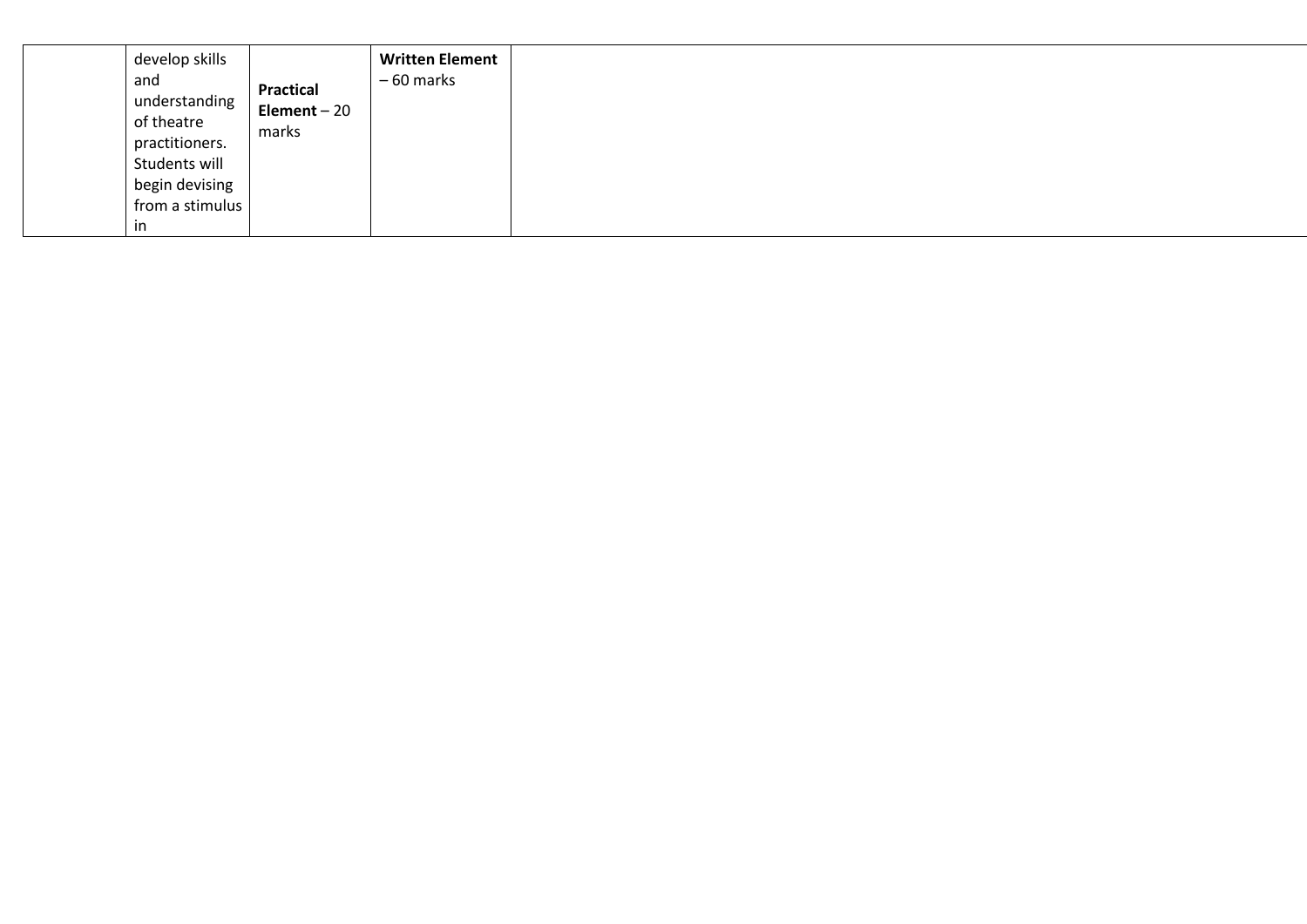| | | | | |
|---|---|---|---|---|
| | develop skills and understanding of theatre practitioners. Students will begin devising from a stimulus in | **Practical Element** – 20 marks | **Written Element** – 60 marks | |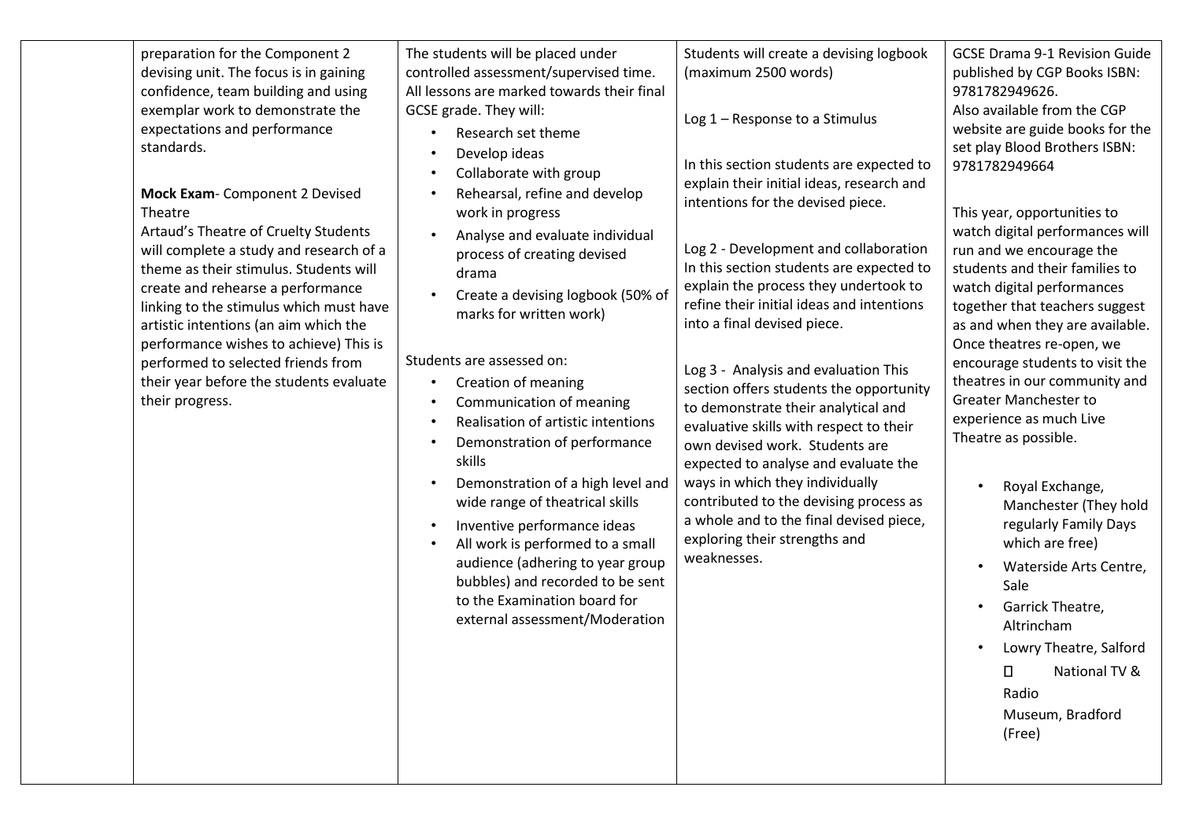| | | | | |
|---|---|---|---|---|
| | preparation for the Component 2 devising unit. The focus is in gaining confidence, team building and using exemplar work to demonstrate the expectations and performance standards.<br><br>**Mock Exam**- Component 2 Devised Theatre<br>Artaud's Theatre of Cruelty Students will complete a study and research of a theme as their stimulus. Students will create and rehearse a performance linking to the stimulus which must have artistic intentions (an aim which the performance wishes to achieve) This is performed to selected friends from their year before the students evaluate their progress. | The students will be placed under controlled assessment/supervised time. All lessons are marked towards their final GCSE grade. They will:<br>• Research set theme<br>• Develop ideas<br>• Collaborate with group<br>• Rehearsal, refine and develop work in progress<br>• Analyse and evaluate individual process of creating devised drama<br>• Create a devising logbook (50% of marks for written work)<br><br>Students are assessed on:<br>• Creation of meaning<br>• Communication of meaning<br>• Realisation of artistic intentions<br>• Demonstration of performance skills<br>• Demonstration of a high level and wide range of theatrical skills<br>• Inventive performance ideas<br>• All work is performed to a small audience (adhering to year group bubbles) and recorded to be sent to the Examination board for external assessment/Moderation | Students will create a devising logbook (maximum 2500 words)<br><br>Log 1 – Response to a Stimulus<br><br>In this section students are expected to explain their initial ideas, research and intentions for the devised piece.<br><br>Log 2 - Development and collaboration In this section students are expected to explain the process they undertook to refine their initial ideas and intentions into a final devised piece.<br><br>Log 3 - Analysis and evaluation This section offers students the opportunity to demonstrate their analytical and evaluative skills with respect to their own devised work. Students are expected to analyse and evaluate the ways in which they individually contributed to the devising process as a whole and to the final devised piece, exploring their strengths and weaknesses. | GCSE Drama 9-1 Revision Guide published by CGP Books ISBN: 9781782949626.<br>Also available from the CGP website are guide books for the set play Blood Brothers ISBN: 9781782949664<br><br>This year, opportunities to watch digital performances will run and we encourage the students and their families to watch digital performances together that teachers suggest as and when they are available. Once theatres re-open, we encourage students to visit the theatres in our community and Greater Manchester to experience as much Live Theatre as possible.<br><br>• Royal Exchange, Manchester (They hold regularly Family Days which are free)<br>• Waterside Arts Centre, Sale<br>• Garrick Theatre, Altrincham<br>• Lowry Theatre, Salford<br>• National TV & Radio Museum, Bradford (Free) |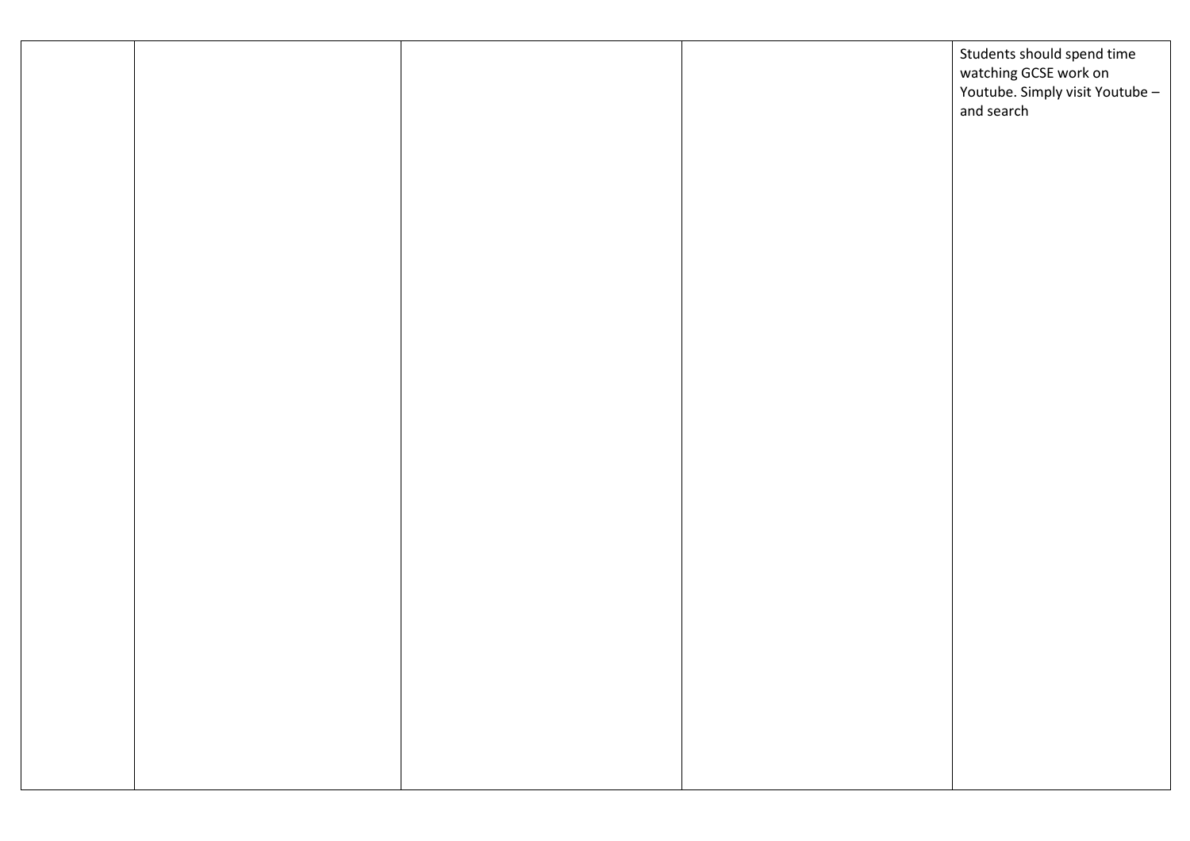| | | | | |
|---|---|---|---|---|
| | | | | Students should spend time watching GCSE work on Youtube. Simply visit Youtube – and search |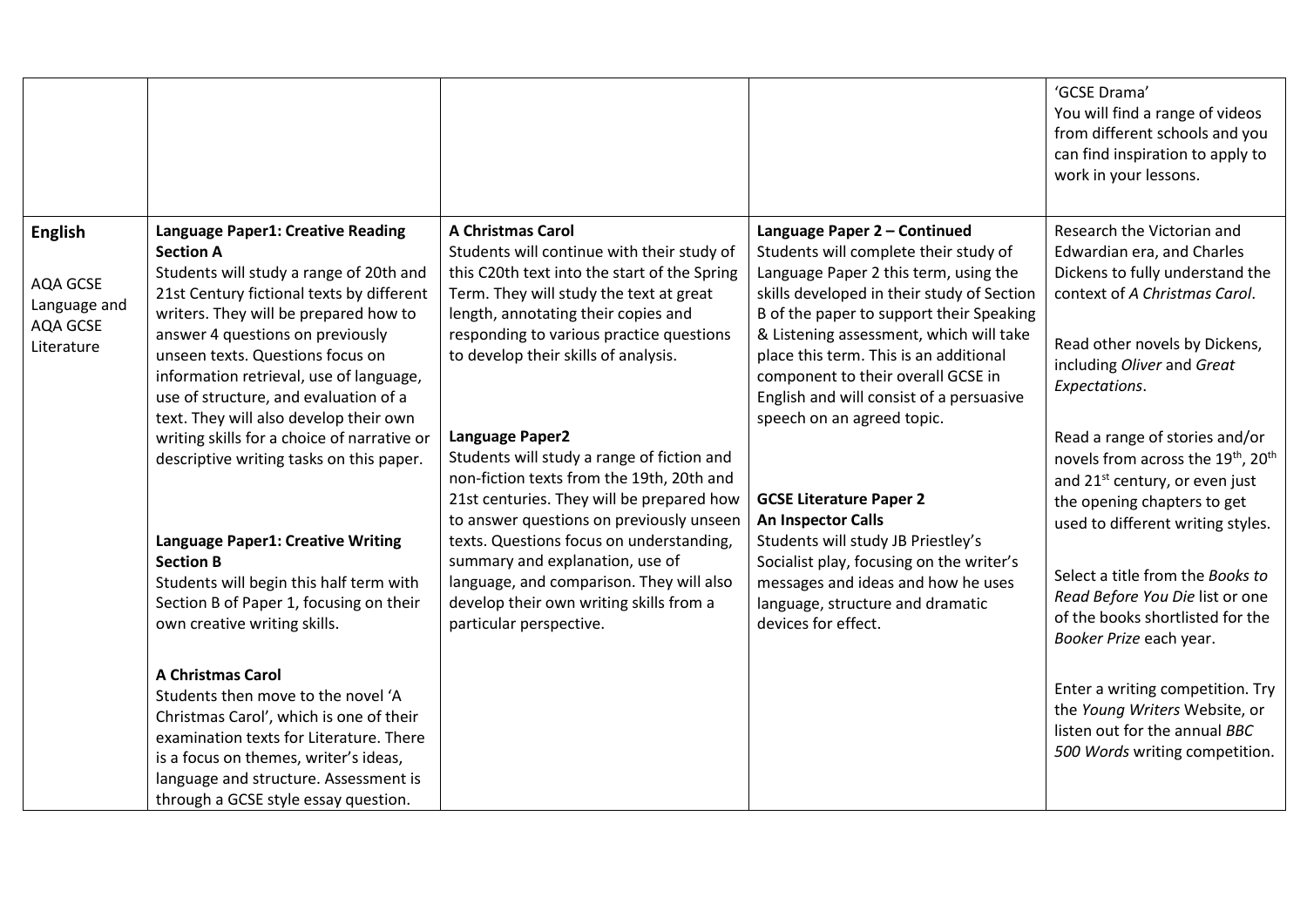| | | | | |
|---|---|---|---|---|
| | | | | 'GCSE Drama'<br>You will find a range of videos from different schools and you can find inspiration to apply to work in your lessons. |
| **English**<br><br>AQA GCSE Language and AQA GCSE Literature | **Language Paper1: Creative Reading Section A**<br>Students will study a range of 20th and 21st Century fictional texts by different writers. They will be prepared how to answer 4 questions on previously unseen texts. Questions focus on information retrieval, use of language, use of structure, and evaluation of a text. They will also develop their own writing skills for a choice of narrative or descriptive writing tasks on this paper.<br><br>**Language Paper1: Creative Writing Section B**<br>Students will begin this half term with Section B of Paper 1, focusing on their own creative writing skills.<br><br>**A Christmas Carol**<br>Students then move to the novel 'A Christmas Carol', which is one of their examination texts for Literature. There is a focus on themes, writer's ideas, language and structure. Assessment is through a GCSE style essay question. | **A Christmas Carol**<br>Students will continue with their study of this C20th text into the start of the Spring Term. They will study the text at great length, annotating their copies and responding to various practice questions to develop their skills of analysis.<br><br>**Language Paper2**<br>Students will study a range of fiction and non-fiction texts from the 19th, 20th and 21st centuries. They will be prepared how to answer questions on previously unseen texts. Questions focus on understanding, summary and explanation, use of language, and comparison. They will also develop their own writing skills from a particular perspective. | **Language Paper 2 – Continued**<br>Students will complete their study of Language Paper 2 this term, using the skills developed in their study of Section B of the paper to support their Speaking & Listening assessment, which will take place this term. This is an additional component to their overall GCSE in English and will consist of a persuasive speech on an agreed topic.<br><br>**GCSE Literature Paper 2**<br>**An Inspector Calls**<br>Students will study JB Priestley's Socialist play, focusing on the writer's messages and ideas and how he uses language, structure and dramatic devices for effect. | Research the Victorian and Edwardian era, and Charles Dickens to fully understand the context of *A Christmas Carol*.<br><br>Read other novels by Dickens, including *Oliver* and *Great Expectations*.<br><br>Read a range of stories and/or novels from across the 19th, 20th and 21st century, or even just the opening chapters to get used to different writing styles.<br><br>Select a title from the *Books to Read Before You Die* list or one of the books shortlisted for the *Booker Prize* each year.<br><br>Enter a writing competition. Try the *Young Writers* Website, or listen out for the annual *BBC 500 Words* writing competition. |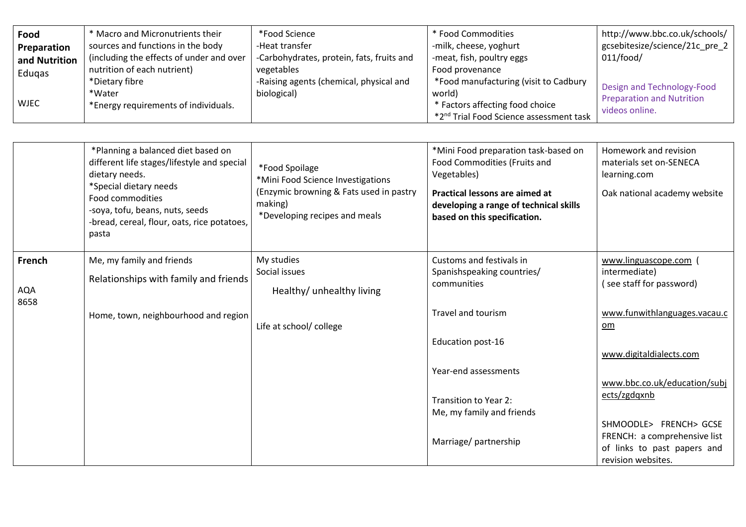| | | | | |
|---|---|---|---|---|
| **Food Preparation and Nutrition** Eduqas<br><br>WJEC | * Macro and Micronutrients their sources and functions in the body (including the effects of under and over nutrition of each nutrient)<br>*Dietary fibre<br>*Water<br>*Energy requirements of individuals. | *Food Science<br>-Heat transfer<br>-Carbohydrates, protein, fats, fruits and vegetables<br>-Raising agents (chemical, physical and biological) | * Food Commodities<br>-milk, cheese, yoghurt<br>-meat, fish, poultry eggs<br>Food provenance<br>*Food manufacturing (visit to Cadbury world)<br>* Factors affecting food choice<br>*2nd Trial Food Science assessment task | http://www.bbc.co.uk/schools/gcsebitesize/science/21c_pre_2011/food/<br><br>Design and Technology-Food Preparation and Nutrition videos online. |

| | | | | |
|---|---|---|---|---|
| | *Planning a balanced diet based on different life stages/lifestyle and special dietary needs.<br>*Special dietary needs<br>Food commodities<br>-soya, tofu, beans, nuts, seeds<br>-bread, cereal, flour, oats, rice potatoes, pasta | *Food Spoilage<br>*Mini Food Science Investigations (Enzymic browning & Fats used in pastry making)<br>*Developing recipes and meals | *Mini Food preparation task-based on Food Commodities (Fruits and Vegetables)<br><br>**Practical lessons are aimed at developing a range of technical skills based on this specification.** | Homework and revision materials set on-SENECA learning.com<br><br>Oak national academy website |
| **French**<br><br>AQA<br>8658 | Me, my family and friends<br><br>Relationships with family and friends<br><br>Home, town, neighbourhood and region | My studies<br>Social issues<br><br>Healthy/ unhealthy living<br><br>Life at school/ college | Customs and festivals in Spanishspeaking countries/ communities<br><br>Travel and tourism<br><br>Education post-16<br><br>Year-end assessments<br><br>Transition to Year 2:<br>Me, my family and friends<br><br>Marriage/ partnership | www.linguascope.com ( intermediate)<br>( see staff for password)<br><br>www.funwithlanguages.vacau.com<br><br>www.digitaldialects.com<br><br>www.bbc.co.uk/education/subjects/zgdqxnb<br><br>SHMOODLE> FRENCH> GCSE FRENCH: a comprehensive list of links to past papers and revision websites. |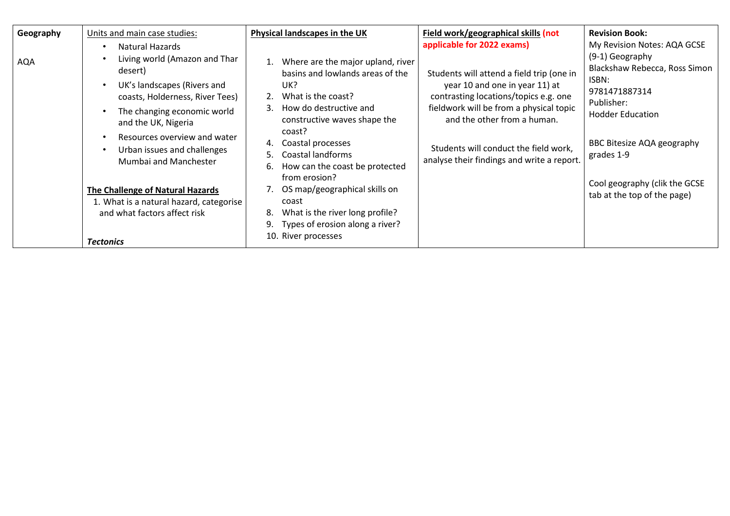| | | | | |
|---|---|---|---|---|
| **Geography**<br><br>AQA | Units and main case studies:<br>• Natural Hazards<br>• Living world (Amazon and Thar desert)<br>• UK's landscapes (Rivers and coasts, Holderness, River Tees)<br>• The changing economic world and the UK, Nigeria<br>• Resources overview and water<br>• Urban issues and challenges Mumbai and Manchester<br><br>**The Challenge of Natural Hazards**<br>1. What is a natural hazard, categorise and what factors affect risk<br><br>***Tectonics*** | **Physical landscapes in the UK**<br><br>1. Where are the major upland, river basins and lowlands areas of the UK?<br>2. What is the coast?<br>3. How do destructive and constructive waves shape the coast?<br>4. Coastal processes<br>5. Coastal landforms<br>6. How can the coast be protected from erosion?<br>7. OS map/geographical skills on coast<br>8. What is the river long profile?<br>9. Types of erosion along a river?<br>10. River processes | **Field work/geographical skills (not applicable for 2022 exams)**<br><br>Students will attend a field trip (one in year 10 and one in year 11) at contrasting locations/topics e.g. one fieldwork will be from a physical topic and the other from a human.<br><br>Students will conduct the field work, analyse their findings and write a report. | **Revision Book:**<br>My Revision Notes: AQA GCSE (9-1) Geography<br>Blackshaw Rebecca, Ross Simon<br>ISBN:<br>9781471887314<br>Publisher:<br>Hodder Education<br><br>BBC Bitesize AQA geography grades 1-9<br><br>Cool geography (clik the GCSE tab at the top of the page) |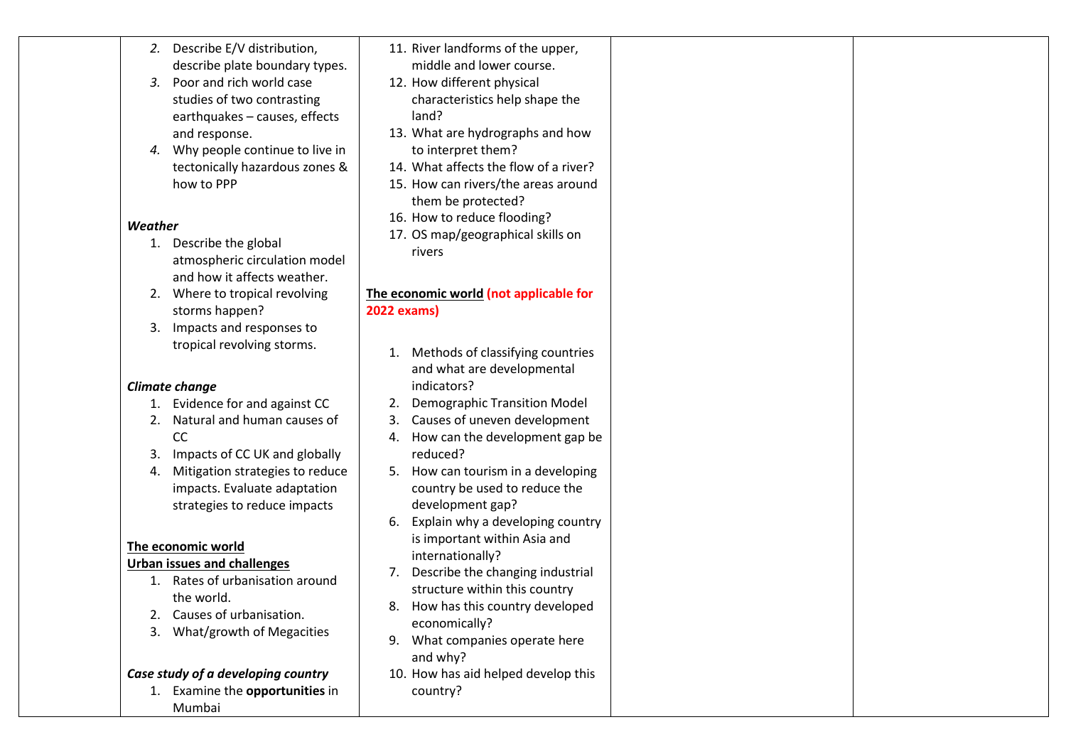2. Describe E/V distribution, describe plate boundary types.
3. Poor and rich world case studies of two contrasting earthquakes – causes, effects and response.
4. Why people continue to live in tectonically hazardous zones & how to PPP

***Weather***

1. Describe the global atmospheric circulation model and how it affects weather.
2. Where to tropical revolving storms happen?
3. Impacts and responses to tropical revolving storms.

***Climate change***

1. Evidence for and against CC
2. Natural and human causes of CC
3. Impacts of CC UK and globally
4. Mitigation strategies to reduce impacts. Evaluate adaptation strategies to reduce impacts

**The economic world**

**Urban issues and challenges**

1. Rates of urbanisation around the world.
2. Causes of urbanisation.
3. What/growth of Megacities

***Case study of a developing country***

1. Examine the **opportunities** in Mumbai

11. River landforms of the upper, middle and lower course.
12. How different physical characteristics help shape the land?
13. What are hydrographs and how to interpret them?
14. What affects the flow of a river?
15. How can rivers/the areas around them be protected?
16. How to reduce flooding?
17. OS map/geographical skills on rivers

**The economic world (not applicable for 2022 exams)**

1. Methods of classifying countries and what are developmental indicators?
2. Demographic Transition Model
3. Causes of uneven development
4. How can the development gap be reduced?
5. How can tourism in a developing country be used to reduce the development gap?
6. Explain why a developing country is important within Asia and internationally?
7. Describe the changing industrial structure within this country
8. How has this country developed economically?
9. What companies operate here and why?
10. How has aid helped develop this country?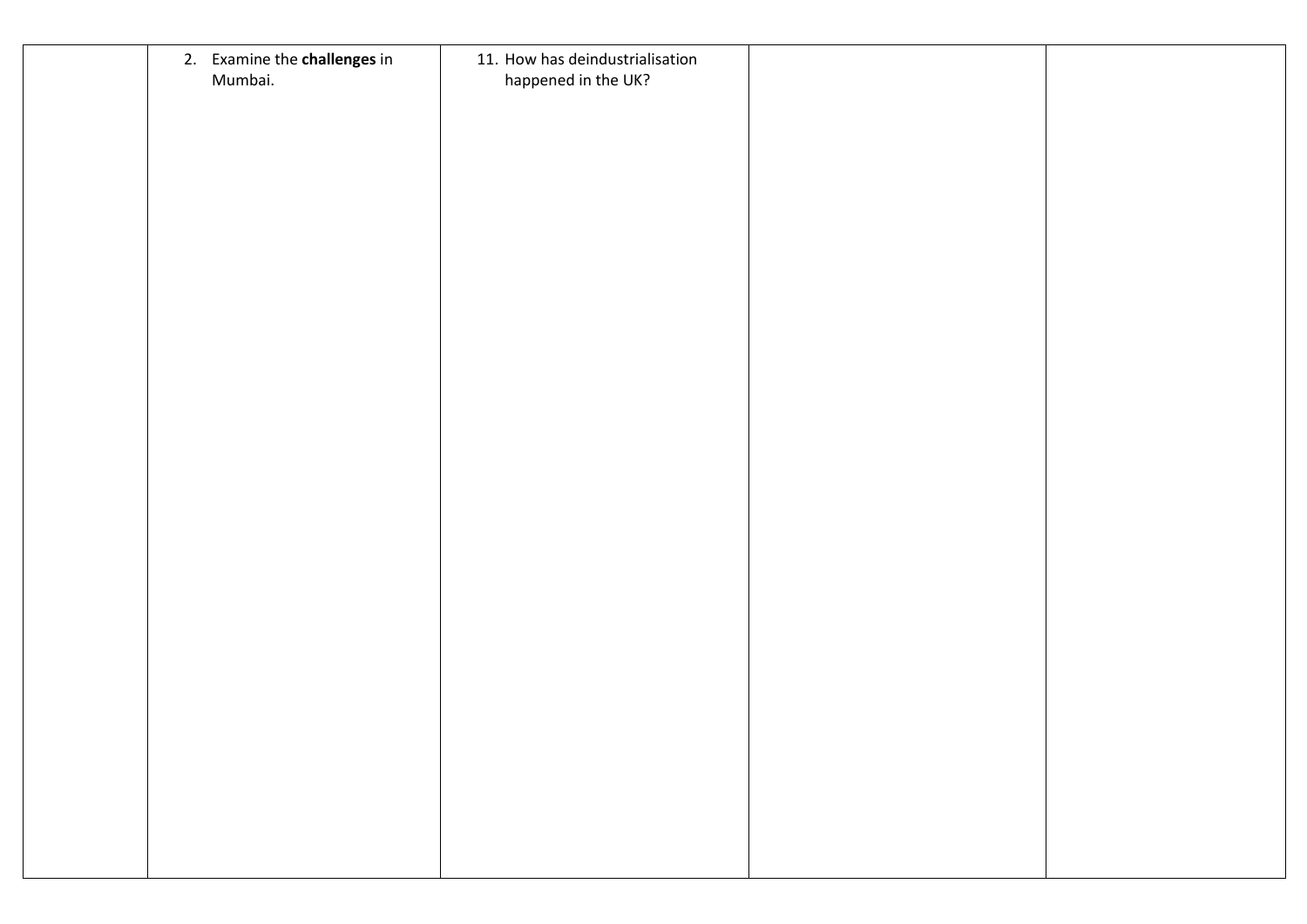| | | | | |
|---|---|---|---|---|
| | 2. Examine the **challenges** in Mumbai. | 11. How has deindustrialisation happened in the UK? | | |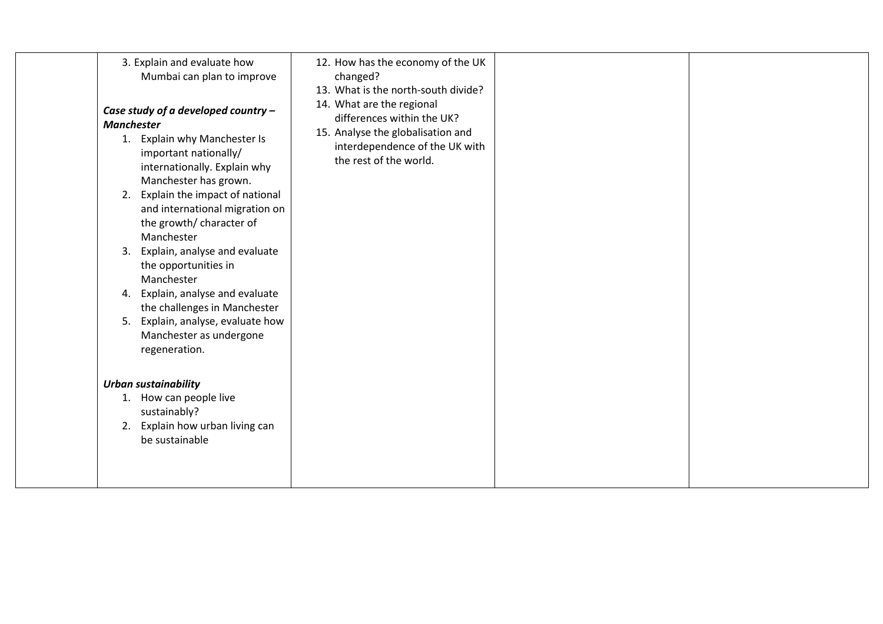| | | | | |
|---|---|---|---|---|
| | 3. Explain and evaluate how Mumbai can plan to improve<br><br>***Case study of a developed country – Manchester***<br>1. Explain why Manchester Is important nationally/ internationally. Explain why Manchester has grown.<br>2. Explain the impact of national and international migration on the growth/ character of Manchester<br>3. Explain, analyse and evaluate the opportunities in Manchester<br>4. Explain, analyse and evaluate the challenges in Manchester<br>5. Explain, analyse, evaluate how Manchester as undergone regeneration.<br><br>***Urban sustainability***<br>1. How can people live sustainably?<br>2. Explain how urban living can be sustainable | 12. How has the economy of the UK changed?<br>13. What is the north-south divide?<br>14. What are the regional differences within the UK?<br>15. Analyse the globalisation and interdependence of the UK with the rest of the world. | | |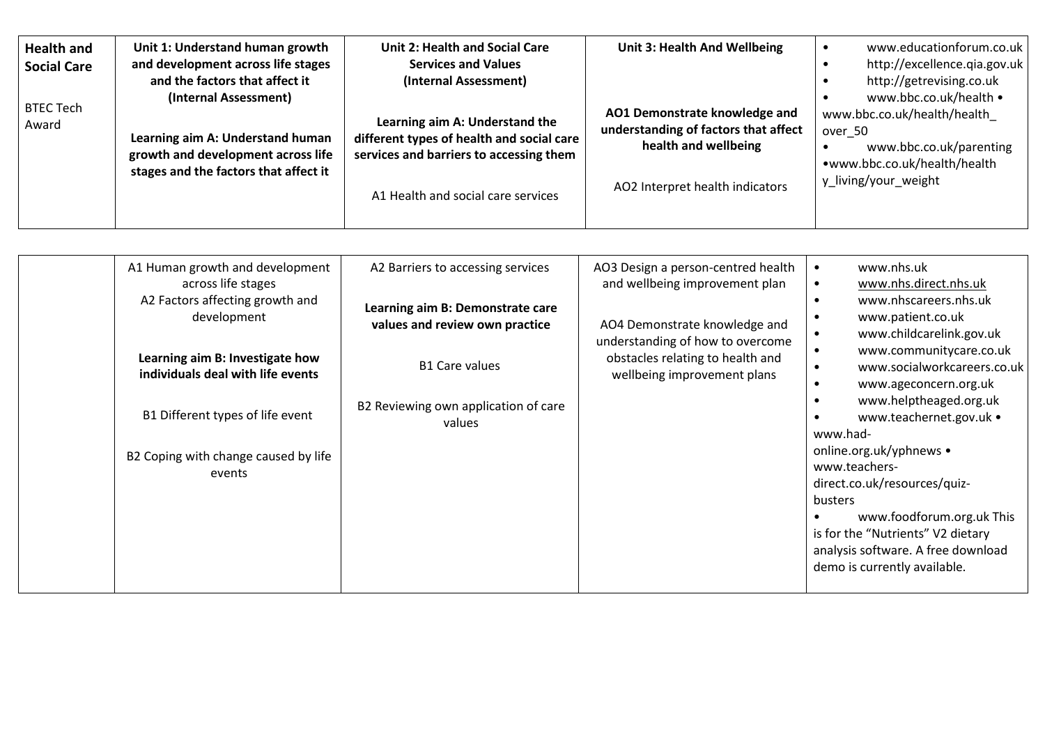| | | | | |
|---|---|---|---|---|
| **Health and Social Care**<br><br>BTEC Tech Award | **Unit 1: Understand human growth and development across life stages and the factors that affect it (Internal Assessment)**<br><br>**Learning aim A: Understand human growth and development across life stages and the factors that affect it** | **Unit 2: Health and Social Care Services and Values (Internal Assessment)**<br><br>**Learning aim A: Understand the different types of health and social care services and barriers to accessing them**<br><br>A1 Health and social care services | **Unit 3: Health And Wellbeing**<br><br>**AO1 Demonstrate knowledge and understanding of factors that affect health and wellbeing**<br><br>AO2 Interpret health indicators | • www.educationforum.co.uk<br>• http://excellence.qia.gov.uk<br>• http://getrevising.co.uk<br>• www.bbc.co.uk/health • www.bbc.co.uk/health/health_over_50<br>• www.bbc.co.uk/parenting<br>•www.bbc.co.uk/health/healthy_living/your_weight |
| | A1 Human growth and development across life stages<br>A2 Factors affecting growth and development<br><br>**Learning aim B: Investigate how individuals deal with life events**<br><br>B1 Different types of life event<br><br>B2 Coping with change caused by life events | A2 Barriers to accessing services<br><br>**Learning aim B: Demonstrate care values and review own practice**<br><br>B1 Care values<br><br>B2 Reviewing own application of care values | AO3 Design a person-centred health and wellbeing improvement plan<br><br>AO4 Demonstrate knowledge and understanding of how to overcome obstacles relating to health and wellbeing improvement plans | • www.nhs.uk<br>• www.nhs.direct.nhs.uk<br>• www.nhscareers.nhs.uk<br>• www.patient.co.uk<br>• www.childcarelink.gov.uk<br>• www.communitycare.co.uk<br>• www.socialworkcareers.co.uk<br>• www.ageconcern.org.uk<br>• www.helptheaged.org.uk<br>• www.teachernet.gov.uk • www.had-online.org.uk/yphnews • www.teachers-direct.co.uk/resources/quiz-busters<br>• www.foodforum.org.uk This is for the "Nutrients" V2 dietary analysis software. A free download demo is currently available. |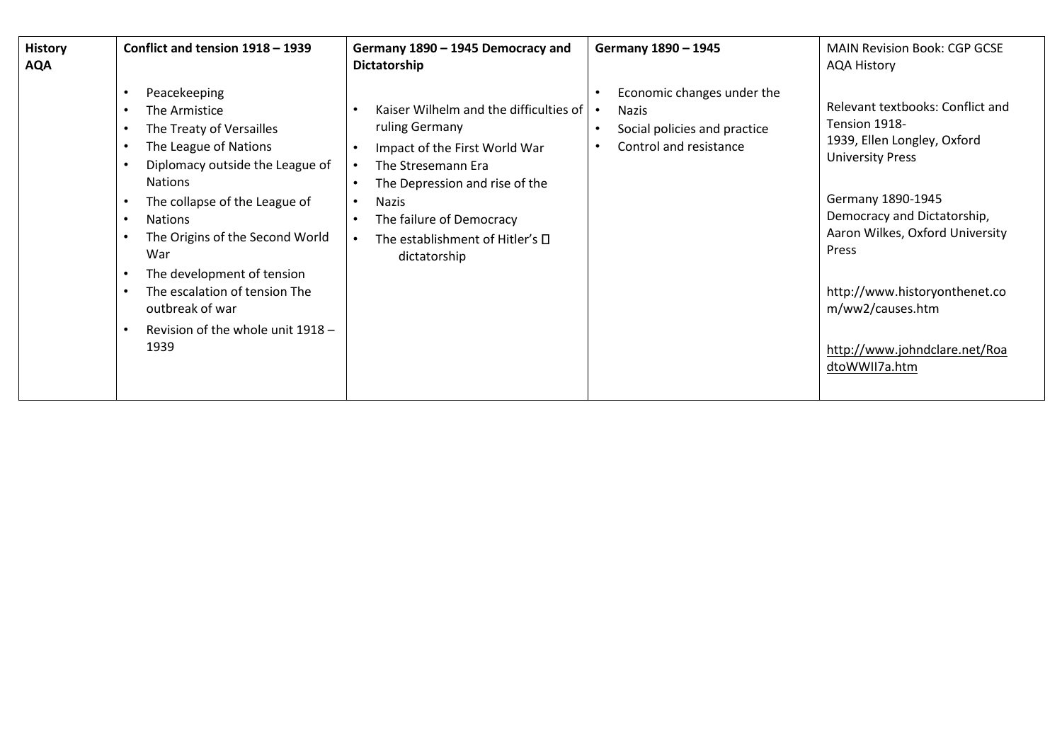| | | | | |
|---|---|---|---|---|
| **History AQA** | **Conflict and tension 1918 – 1939**<br><br>• Peacekeeping<br>• The Armistice<br>• The Treaty of Versailles<br>• The League of Nations<br>• Diplomacy outside the League of Nations<br>• The collapse of the League of<br>• Nations<br>• The Origins of the Second World War<br>• The development of tension<br>• The escalation of tension The outbreak of war<br>• Revision of the whole unit 1918 – 1939 | **Germany 1890 – 1945 Democracy and Dictatorship**<br><br>• Kaiser Wilhelm and the difficulties of ruling Germany<br>• Impact of the First World War<br>• The Stresemann Era<br>• The Depression and rise of the<br>• Nazis<br>• The failure of Democracy<br>• The establishment of Hitler's  dictatorship | **Germany 1890 – 1945**<br><br>• Economic changes under the<br>• Nazis<br>• Social policies and practice<br>• Control and resistance | MAIN Revision Book: CGP GCSE AQA History<br><br>Relevant textbooks: Conflict and Tension 1918-1939, Ellen Longley, Oxford University Press<br><br>Germany 1890-1945 Democracy and Dictatorship, Aaron Wilkes, Oxford University Press<br><br>http://www.historyonthenet.com/ww2/causes.htm<br><br>http://www.johndclare.net/RoadtoWWII7a.htm |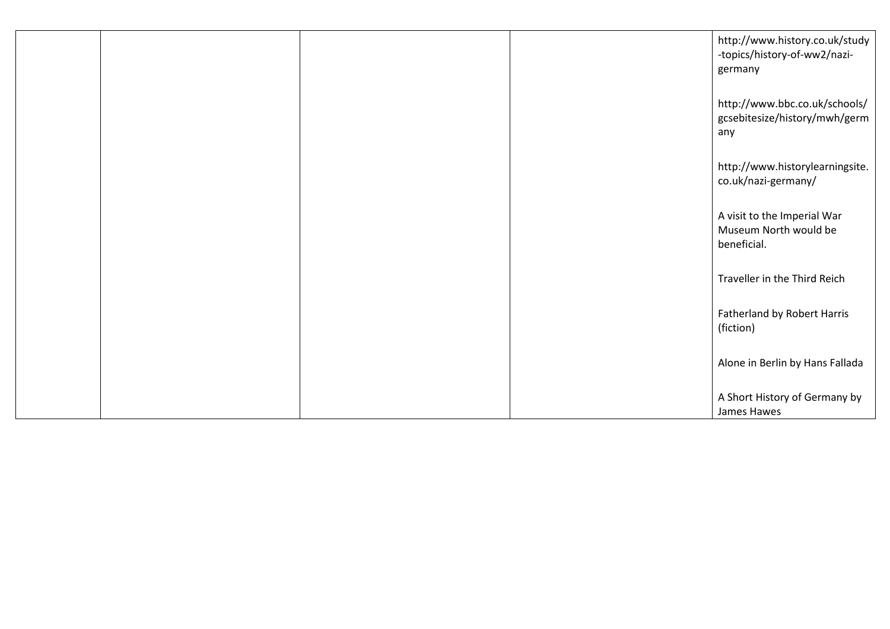| | | | | |
|---|---|---|---|---|
| | | | | http://www.history.co.uk/study-topics/history-of-ww2/nazi-germany<br><br>http://www.bbc.co.uk/schools/gcsebitesize/history/mwh/germany<br><br>http://www.historylearningsite.co.uk/nazi-germany/<br><br>A visit to the Imperial War Museum North would be beneficial.<br><br>Traveller in the Third Reich<br><br>Fatherland by Robert Harris (fiction)<br><br>Alone in Berlin by Hans Fallada<br><br>A Short History of Germany by James Hawes |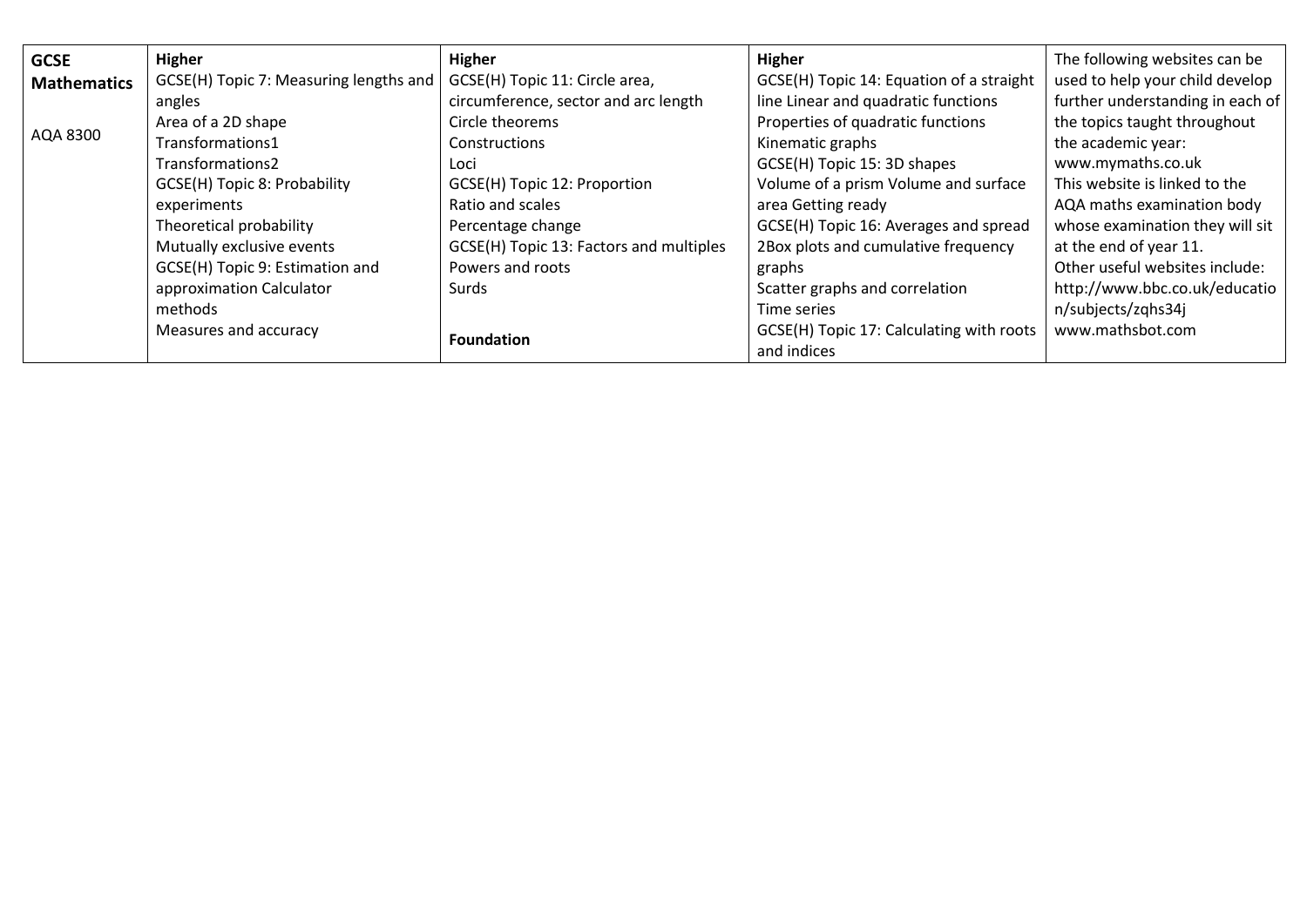| | | | | |
|---|---|---|---|---|
| **GCSE Mathematics**<br><br>AQA 8300 | **Higher**<br>GCSE(H) Topic 7: Measuring lengths and angles<br>Area of a 2D shape<br>Transformations1<br>Transformations2<br>GCSE(H) Topic 8: Probability experiments<br>Theoretical probability<br>Mutually exclusive events<br>GCSE(H) Topic 9: Estimation and approximation Calculator methods<br>Measures and accuracy | **Higher**<br>GCSE(H) Topic 11: Circle area, circumference, sector and arc length<br>Circle theorems<br>Constructions<br>Loci<br>GCSE(H) Topic 12: Proportion<br>Ratio and scales<br>Percentage change<br>GCSE(H) Topic 13: Factors and multiples<br>Powers and roots<br>Surds<br><br>**Foundation** | **Higher**<br>GCSE(H) Topic 14: Equation of a straight line Linear and quadratic functions<br>Properties of quadratic functions<br>Kinematic graphs<br>GCSE(H) Topic 15: 3D shapes<br>Volume of a prism Volume and surface area Getting ready<br>GCSE(H) Topic 16: Averages and spread 2Box plots and cumulative frequency graphs<br>Scatter graphs and correlation<br>Time series<br>GCSE(H) Topic 17: Calculating with roots and indices | The following websites can be used to help your child develop further understanding in each of the topics taught throughout the academic year:<br>www.mymaths.co.uk<br>This website is linked to the AQA maths examination body whose examination they will sit at the end of year 11.<br>Other useful websites include:<br>http://www.bbc.co.uk/education/subjects/zqhs34j<br>www.mathsbot.com |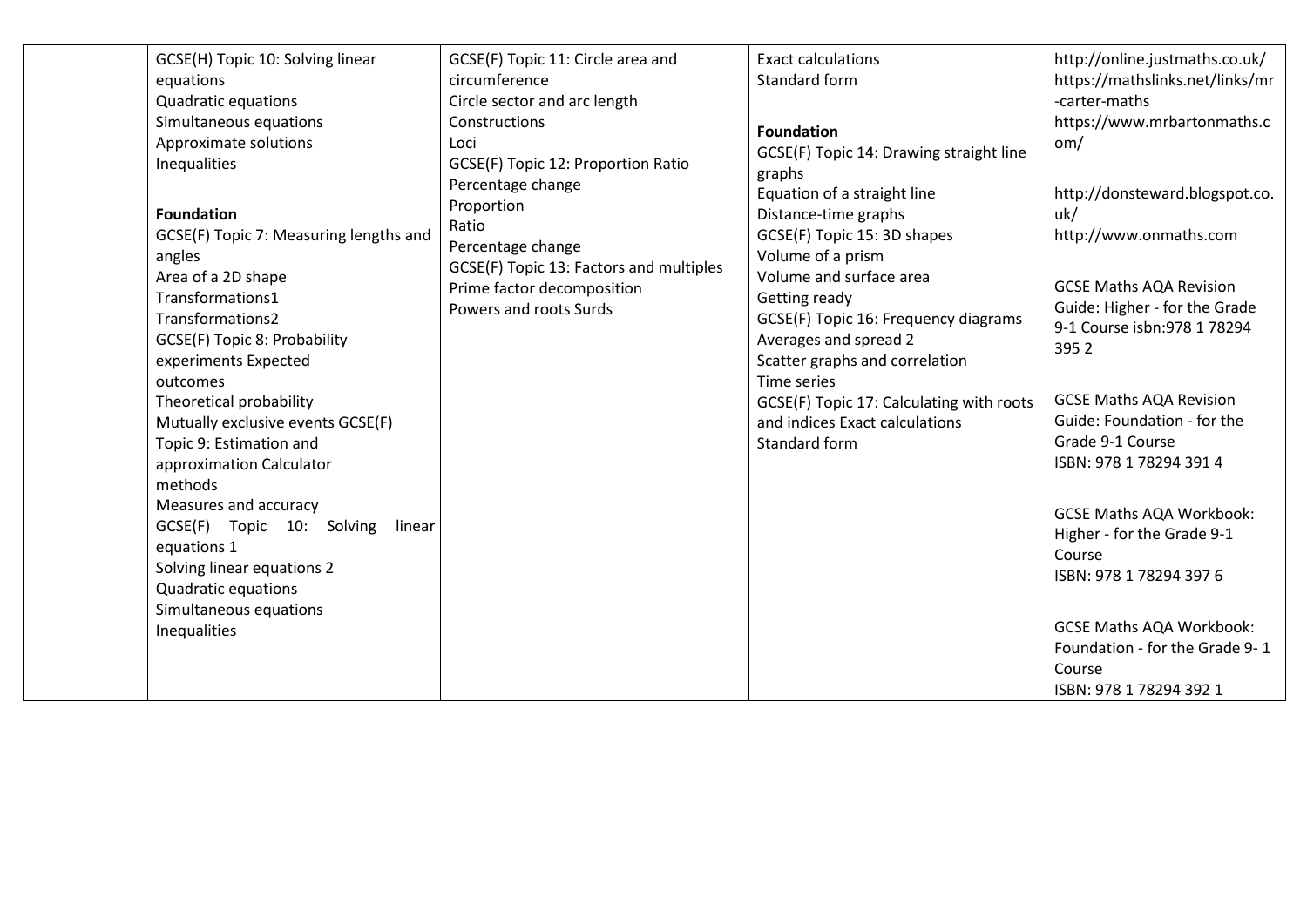| | | | | |
|---|---|---|---|---|
| | GCSE(H) Topic 10: Solving linear equations<br>Quadratic equations<br>Simultaneous equations<br>Approximate solutions<br>Inequalities<br><br>**Foundation**<br>GCSE(F) Topic 7: Measuring lengths and angles<br>Area of a 2D shape<br>Transformations1<br>Transformations2<br>GCSE(F) Topic 8: Probability experiments Expected outcomes<br>Theoretical probability<br>Mutually exclusive events GCSE(F) Topic 9: Estimation and approximation Calculator methods<br>Measures and accuracy<br>GCSE(F) Topic 10: Solving linear equations 1<br>Solving linear equations 2<br>Quadratic equations<br>Simultaneous equations<br>Inequalities | GCSE(F) Topic 11: Circle area and circumference<br>Circle sector and arc length<br>Constructions<br>Loci<br>GCSE(F) Topic 12: Proportion Ratio<br>Percentage change<br>Proportion<br>Ratio<br>Percentage change<br>GCSE(F) Topic 13: Factors and multiples<br>Prime factor decomposition<br>Powers and roots Surds | Exact calculations<br>Standard form<br><br>**Foundation**<br>GCSE(F) Topic 14: Drawing straight line graphs<br>Equation of a straight line<br>Distance-time graphs<br>GCSE(F) Topic 15: 3D shapes<br>Volume of a prism<br>Volume and surface area<br>Getting ready<br>GCSE(F) Topic 16: Frequency diagrams<br>Averages and spread 2<br>Scatter graphs and correlation<br>Time series<br>GCSE(F) Topic 17: Calculating with roots and indices Exact calculations<br>Standard form | http://online.justmaths.co.uk/<br>https://mathslinks.net/links/mr-carter-maths<br>https://www.mrbartonmaths.com/<br><br>http://donsteward.blogspot.co.uk/<br>http://www.onmaths.com<br><br>GCSE Maths AQA Revision Guide: Higher - for the Grade 9-1 Course isbn:978 1 78294 395 2<br><br>GCSE Maths AQA Revision Guide: Foundation - for the Grade 9-1 Course<br>ISBN: 978 1 78294 391 4<br><br>GCSE Maths AQA Workbook: Higher - for the Grade 9-1 Course<br>ISBN: 978 1 78294 397 6<br><br>GCSE Maths AQA Workbook: Foundation - for the Grade 9- 1 Course<br>ISBN: 978 1 78294 392 1 |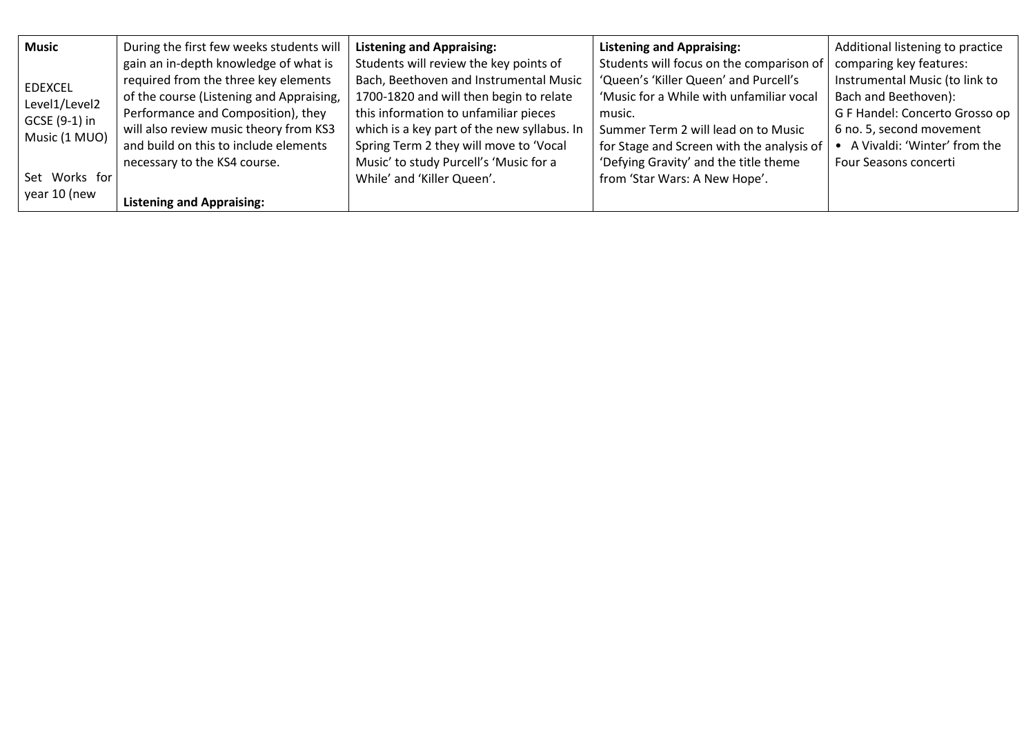| | | | | |
|---|---|---|---|---|
| **Music**<br><br>EDEXCEL Level1/Level2 GCSE (9-1) in Music (1 MUO)<br><br>Set Works for year 10 (new | During the first few weeks students will gain an in-depth knowledge of what is required from the three key elements of the course (Listening and Appraising, Performance and Composition), they will also review music theory from KS3 and build on this to include elements necessary to the KS4 course.<br><br>**Listening and Appraising:** | **Listening and Appraising:**<br>Students will review the key points of Bach, Beethoven and Instrumental Music 1700-1820 and will then begin to relate this information to unfamiliar pieces which is a key part of the new syllabus. In Spring Term 2 they will move to 'Vocal Music' to study Purcell's 'Music for a While' and 'Killer Queen'. | **Listening and Appraising:**<br>Students will focus on the comparison of 'Queen's 'Killer Queen' and Purcell's 'Music for a While with unfamiliar vocal music.<br>Summer Term 2 will lead on to Music for Stage and Screen with the analysis of 'Defying Gravity' and the title theme from 'Star Wars: A New Hope'. | Additional listening to practice comparing key features:<br>Instrumental Music (to link to Bach and Beethoven):<br>G F Handel: Concerto Grosso op 6 no. 5, second movement<br>• A Vivaldi: 'Winter' from the Four Seasons concerti |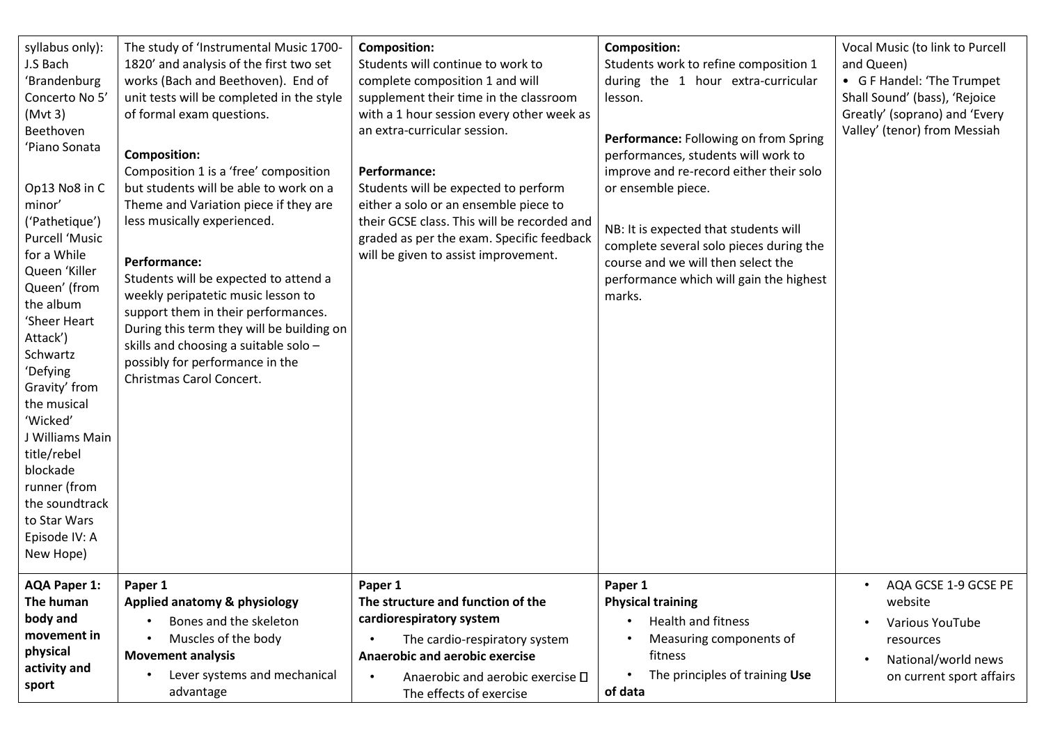| | | | | |
|---|---|---|---|---|
| syllabus only): J.S Bach 'Brandenburg Concerto No 5' (Mvt 3) Beethoven 'Piano Sonata<br><br>Op13 No8 in C minor' ('Pathetique') Purcell 'Music for a While Queen 'Killer Queen' (from the album 'Sheer Heart Attack') Schwartz 'Defying Gravity' from the musical 'Wicked' J Williams Main title/rebel blockade runner (from the soundtrack to Star Wars Episode IV: A New Hope) | The study of 'Instrumental Music 1700-1820' and analysis of the first two set works (Bach and Beethoven). End of unit tests will be completed in the style of formal exam questions.<br><br>**Composition:**<br>Composition 1 is a 'free' composition but students will be able to work on a Theme and Variation piece if they are less musically experienced.<br><br>**Performance:**<br>Students will be expected to attend a weekly peripatetic music lesson to support them in their performances. During this term they will be building on skills and choosing a suitable solo – possibly for performance in the Christmas Carol Concert. | **Composition:**<br>Students will continue to work to complete composition 1 and will supplement their time in the classroom with a 1 hour session every other week as an extra-curricular session.<br><br>**Performance:**<br>Students will be expected to perform either a solo or an ensemble piece to their GCSE class. This will be recorded and graded as per the exam. Specific feedback will be given to assist improvement. | **Composition:**<br>Students work to refine composition 1 during the 1 hour extra-curricular lesson.<br><br>**Performance:** Following on from Spring performances, students will work to improve and re-record either their solo or ensemble piece.<br><br>NB: It is expected that students will complete several solo pieces during the course and we will then select the performance which will gain the highest marks. | Vocal Music (to link to Purcell and Queen)<br>• G F Handel: 'The Trumpet Shall Sound' (bass), 'Rejoice Greatly' (soprano) and 'Every Valley' (tenor) from Messiah |
| **AQA Paper 1: The human body and movement in physical activity and sport** | **Paper 1**<br>**Applied anatomy & physiology**<br>• Bones and the skeleton<br>• Muscles of the body<br>**Movement analysis**<br>• Lever systems and mechanical advantage | **Paper 1**<br>**The structure and function of the cardiorespiratory system**<br>• The cardio-respiratory system<br>**Anaerobic and aerobic exercise**<br>• Anaerobic and aerobic exercise  The effects of exercise | **Paper 1**<br>**Physical training**<br>• Health and fitness<br>• Measuring components of fitness<br>• The principles of training **Use of data** | • AQA GCSE 1-9 GCSE PE website<br>• Various YouTube resources<br>• National/world news on current sport affairs |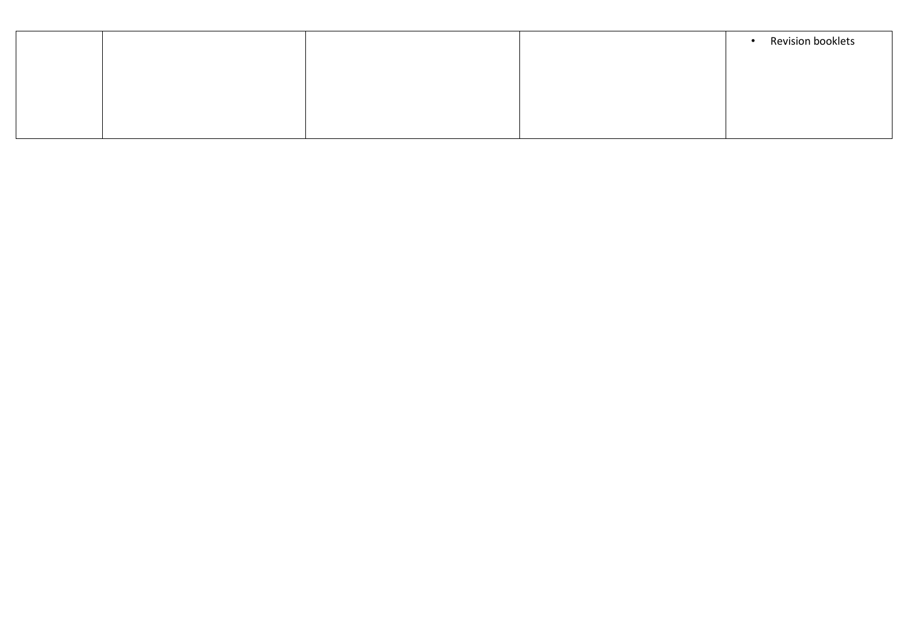| | | | | |
|---|---|---|---|---|
| | | | | • Revision booklets |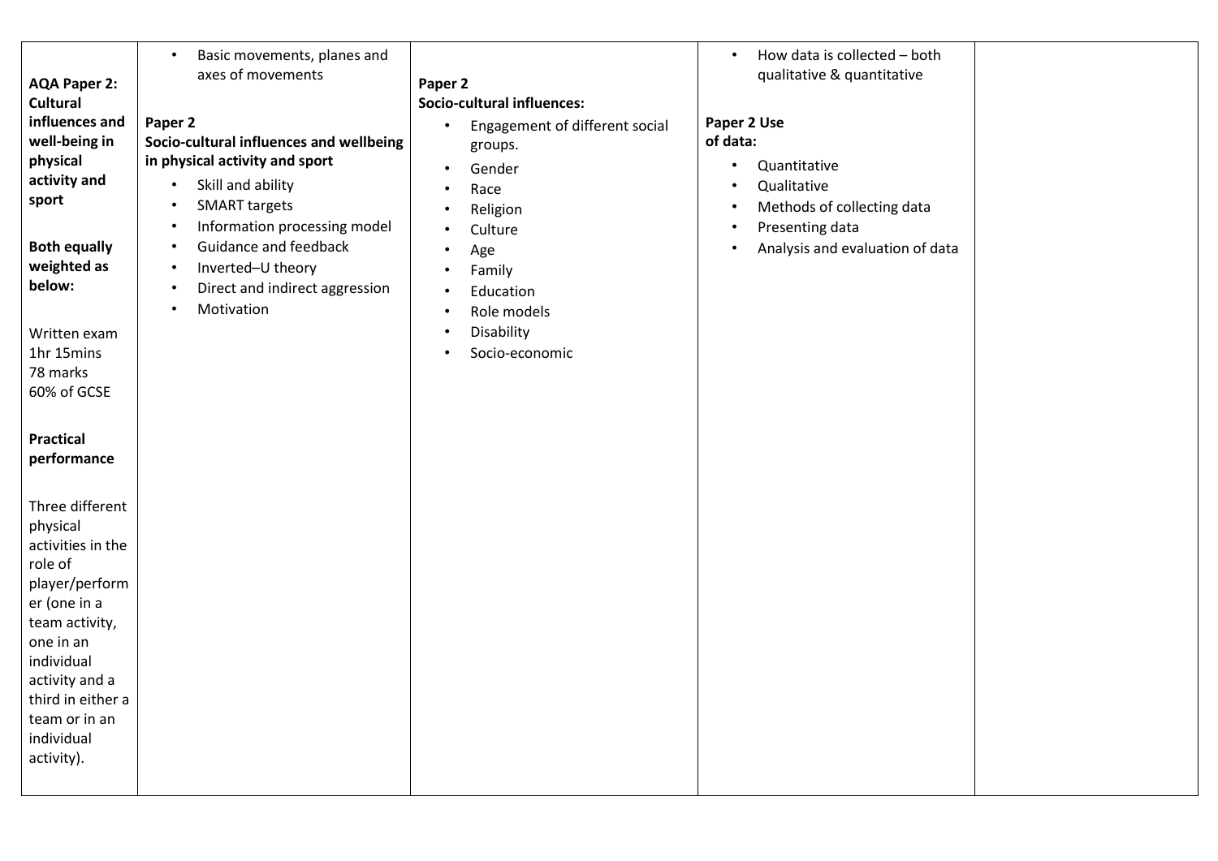| | | | | |
|---|---|---|---|---|
| **AQA Paper 2: Cultural influences and well-being in physical activity and sport**<br><br>**Both equally weighted as below:**<br><br>Written exam<br>1hr 15mins<br>78 marks<br>60% of GCSE<br><br>**Practical performance**<br><br>Three different physical activities in the role of player/performer (one in a team activity, one in an individual activity and a third in either a team or in an individual activity). | • Basic movements, planes and axes of movements<br><br>**Paper 2**<br>**Socio-cultural influences and wellbeing in physical activity and sport**<br>• Skill and ability<br>• SMART targets<br>• Information processing model<br>• Guidance and feedback<br>• Inverted–U theory<br>• Direct and indirect aggression<br>• Motivation | **Paper 2**<br>**Socio-cultural influences:**<br>• Engagement of different social groups.<br>• Gender<br>• Race<br>• Religion<br>• Culture<br>• Age<br>• Family<br>• Education<br>• Role models<br>• Disability<br>• Socio-economic | • How data is collected – both qualitative & quantitative<br><br>**Paper 2 Use of data:**<br>• Quantitative<br>• Qualitative<br>• Methods of collecting data<br>• Presenting data<br>• Analysis and evaluation of data | |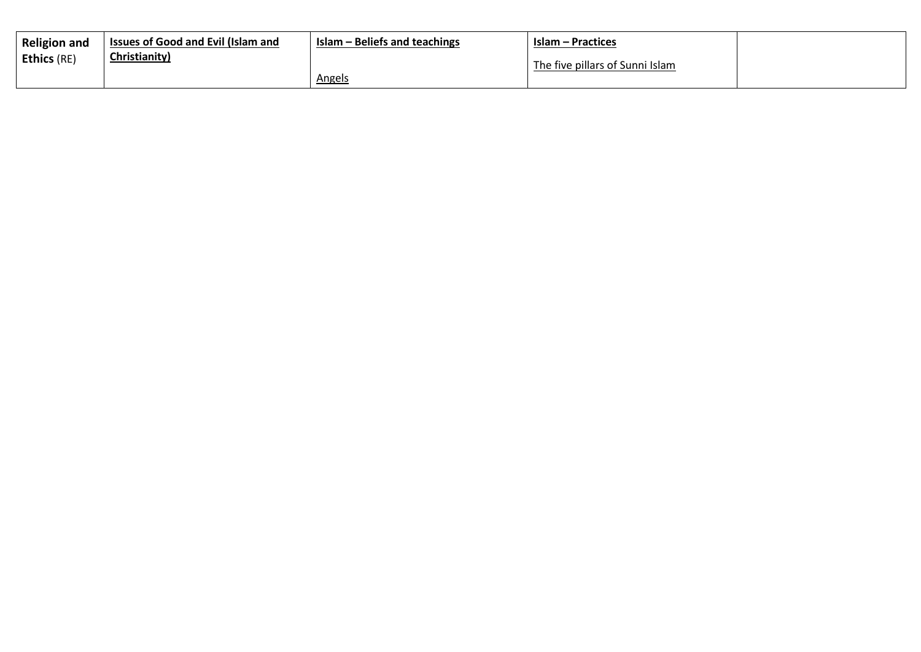| | | | | |
|---|---|---|---|---|
| **Religion and Ethics** (RE) | **Issues of Good and Evil (Islam and Christianity)** | **Islam – Beliefs and teachings**<br><br>Angels | **Islam – Practices**<br><br>The five pillars of Sunni Islam | |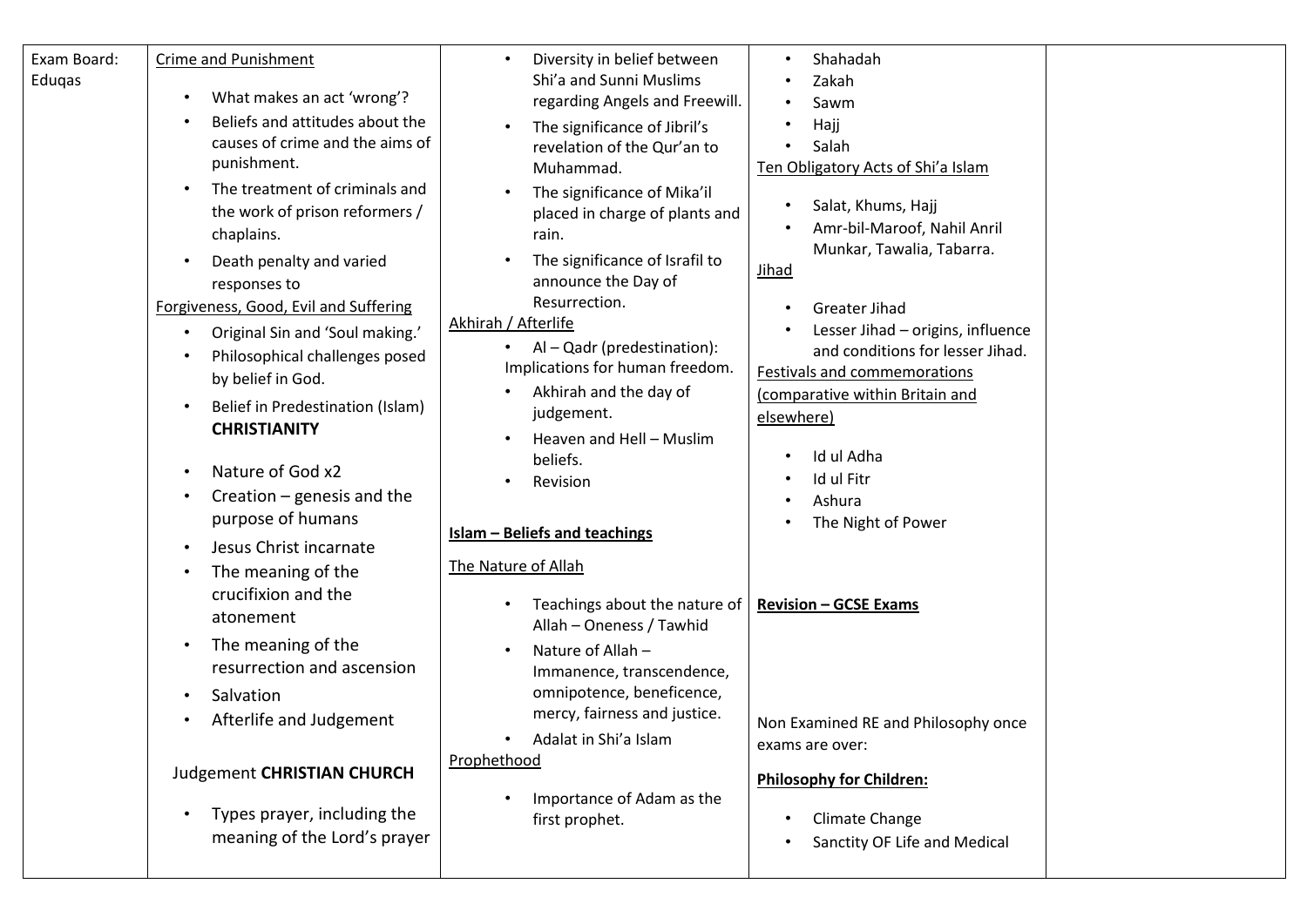| | | | | |
|---|---|---|---|---|
| Exam Board: Eduqas | Crime and Punishment<br><br>• What makes an act 'wrong'?<br>• Beliefs and attitudes about the causes of crime and the aims of punishment.<br>• The treatment of criminals and the work of prison reformers / chaplains.<br>• Death penalty and varied responses to<br><br>Forgiveness, Good, Evil and Suffering<br><br>• Original Sin and 'Soul making.'<br>• Philosophical challenges posed by belief in God.<br>• Belief in Predestination (Islam)<br>**CHRISTIANITY**<br><br>• Nature of God x2<br>• Creation – genesis and the purpose of humans<br>• Jesus Christ incarnate<br>• The meaning of the crucifixion and the atonement<br>• The meaning of the resurrection and ascension<br>• Salvation<br>• Afterlife and Judgement<br><br>Judgement **CHRISTIAN CHURCH**<br><br>• Types prayer, including the meaning of the Lord's prayer | • Diversity in belief between Shi'a and Sunni Muslims regarding Angels and Freewill.<br>• The significance of Jibril's revelation of the Qur'an to Muhammad.<br>• The significance of Mika'il placed in charge of plants and rain.<br>• The significance of Israfil to announce the Day of Resurrection.<br><br>Akhirah / Afterlife<br><br>• Al – Qadr (predestination): Implications for human freedom.<br>• Akhirah and the day of judgement.<br>• Heaven and Hell – Muslim beliefs.<br>• Revision<br><br>**Islam – Beliefs and teachings**<br><br>The Nature of Allah<br><br>• Teachings about the nature of Allah – Oneness / Tawhid<br>• Nature of Allah – Immanence, transcendence, omnipotence, beneficence, mercy, fairness and justice.<br>• Adalat in Shi'a Islam<br><br>Prophethood<br><br>• Importance of Adam as the first prophet. | • Shahadah<br>• Zakah<br>• Sawm<br>• Hajj<br>• Salah<br><br>Ten Obligatory Acts of Shi'a Islam<br><br>• Salat, Khums, Hajj<br>• Amr-bil-Maroof, Nahil Anril Munkar, Tawalia, Tabarra.<br><br>Jihad<br><br>• Greater Jihad<br>• Lesser Jihad – origins, influence and conditions for lesser Jihad.<br><br>Festivals and commemorations (comparative within Britain and elsewhere)<br><br>• Id ul Adha<br>• Id ul Fitr<br>• Ashura<br>• The Night of Power<br><br>**Revision – GCSE Exams**<br><br>Non Examined RE and Philosophy once exams are over:<br><br>**Philosophy for Children:**<br><br>• Climate Change<br>• Sanctity OF Life and Medical | |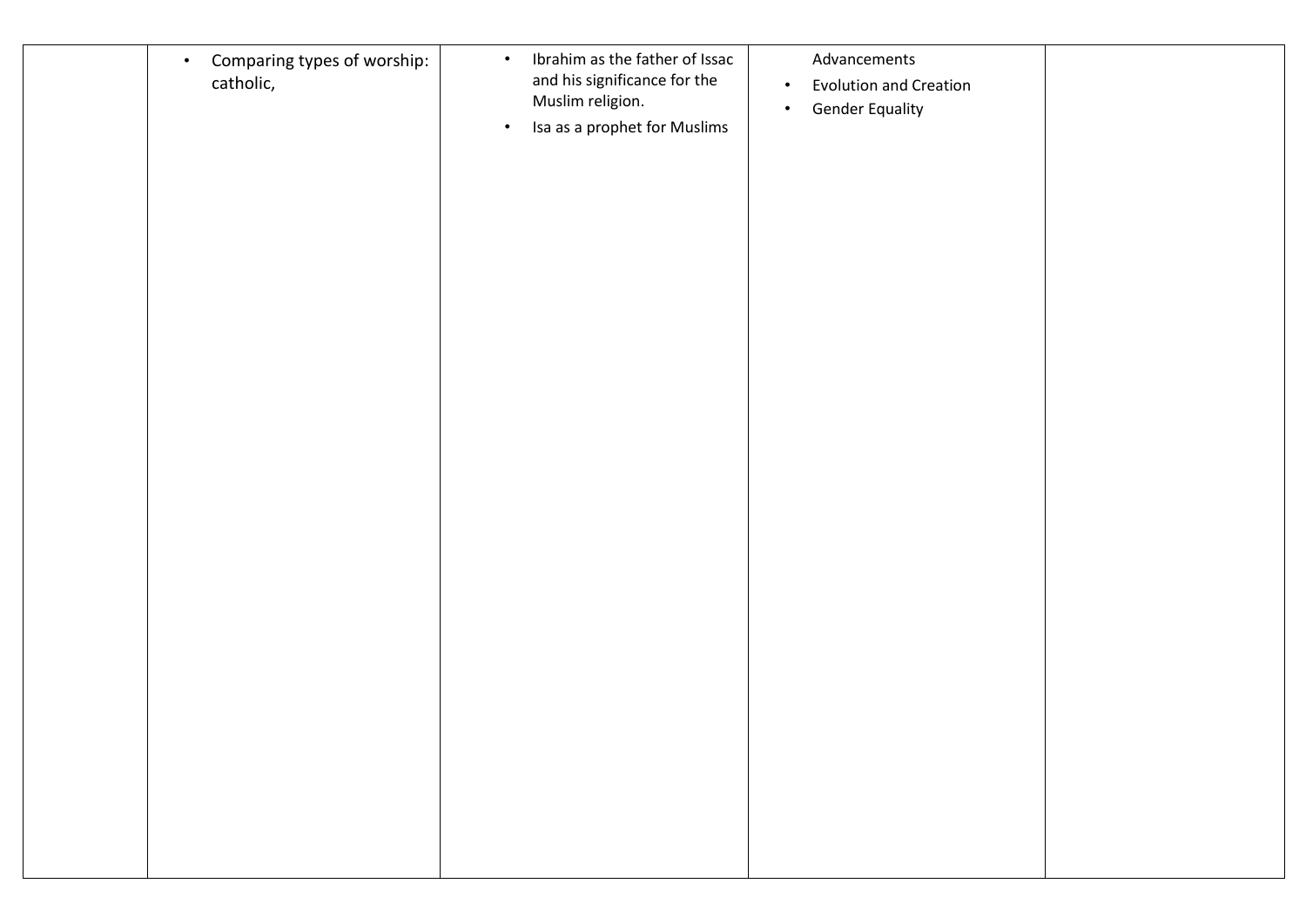| | | | | |
|---|---|---|---|---|
| | • Comparing types of worship: catholic, | • Ibrahim as the father of Issac and his significance for the Muslim religion.<br>• Isa as a prophet for Muslims | Advancements<br>• Evolution and Creation<br>• Gender Equality | |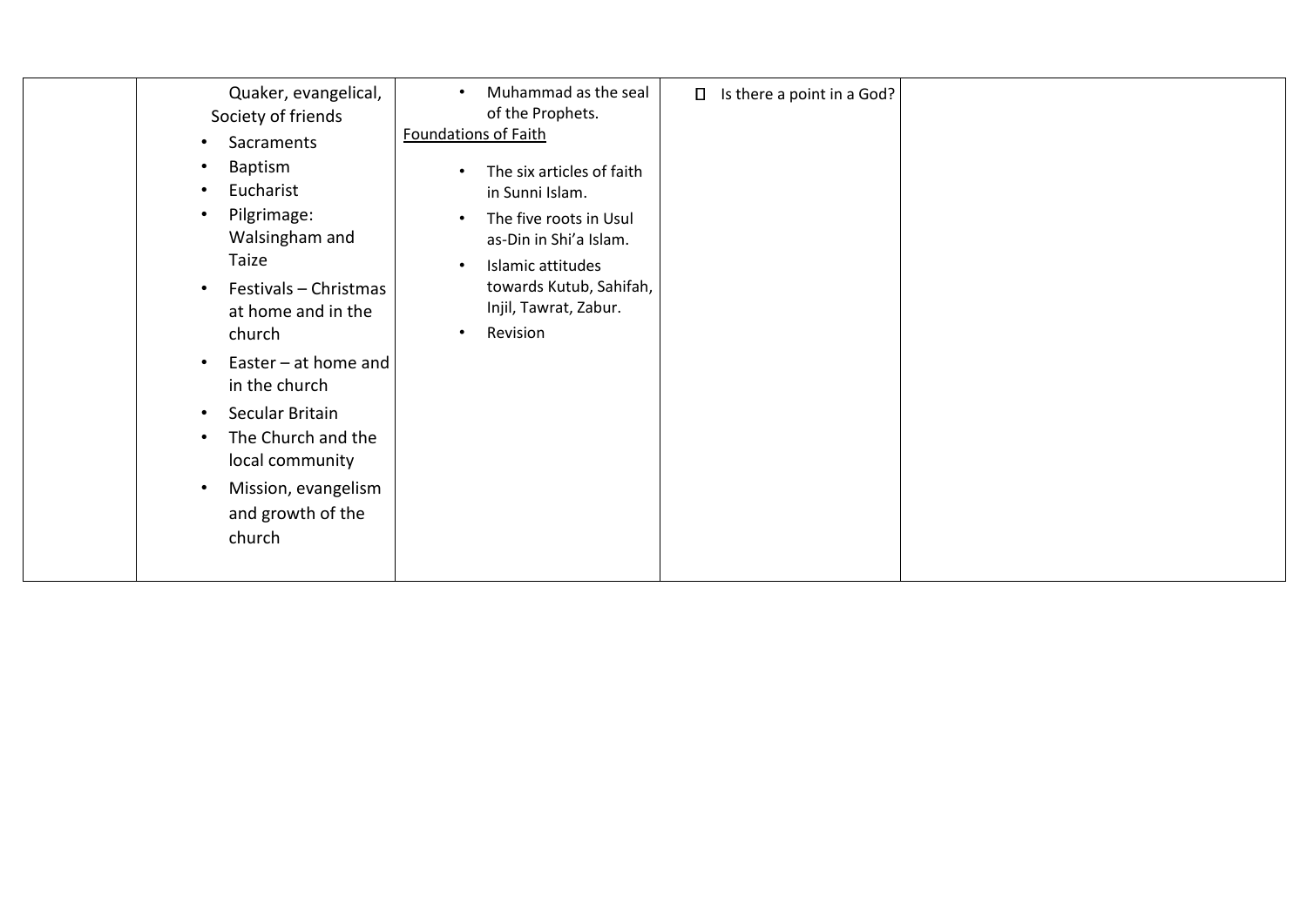| | | | | |
|---|---|---|---|---|
| | Quaker, evangelical, Society of friends<br>• Sacraments<br>• Baptism<br>• Eucharist<br>• Pilgrimage: Walsingham and Taize<br>• Festivals – Christmas at home and in the church<br>• Easter – at home and in the church<br>• Secular Britain<br>• The Church and the local community<br>• Mission, evangelism and growth of the church | • Muhammad as the seal of the Prophets.<br>Foundations of Faith<br>• The six articles of faith in Sunni Islam.<br>• The five roots in Usul as-Din in Shi'a Islam.<br>• Islamic attitudes towards Kutub, Sahifah, Injil, Tawrat, Zabur.<br>• Revision | • Is there a point in a God? | |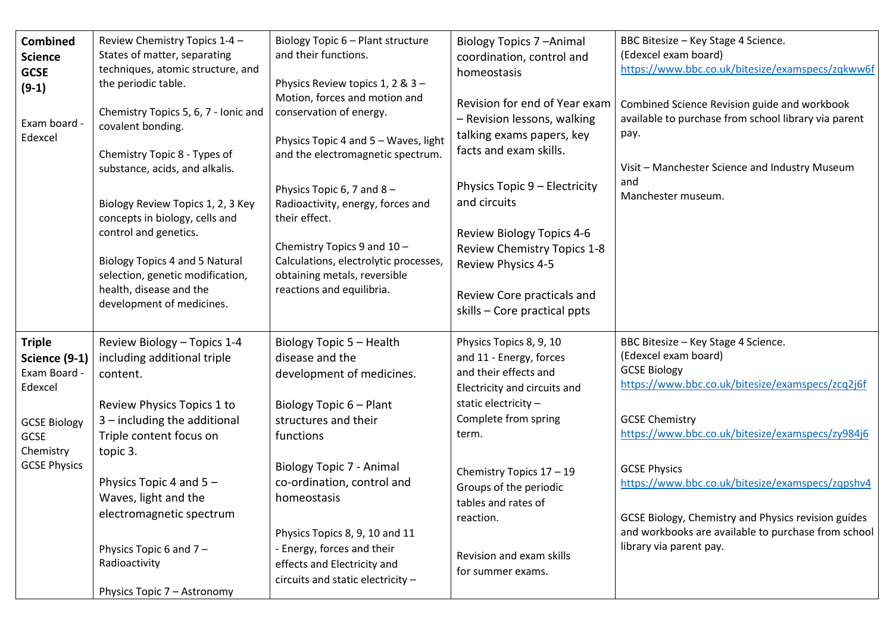| | | | | |
|---|---|---|---|---|
| **Combined Science GCSE (9-1)**<br><br>Exam board - Edexcel | Review Chemistry Topics 1-4 – States of matter, separating techniques, atomic structure, and the periodic table.<br><br>Chemistry Topics 5, 6, 7 - Ionic and covalent bonding.<br><br>Chemistry Topic 8 - Types of substance, acids, and alkalis.<br><br>Biology Review Topics 1, 2, 3 Key concepts in biology, cells and control and genetics.<br><br>Biology Topics 4 and 5 Natural selection, genetic modification, health, disease and the development of medicines. | Biology Topic 6 – Plant structure and their functions.<br><br>Physics Review topics 1, 2 & 3 – Motion, forces and motion and conservation of energy.<br><br>Physics Topic 4 and 5 – Waves, light and the electromagnetic spectrum.<br><br>Physics Topic 6, 7 and 8 – Radioactivity, energy, forces and their effect.<br><br>Chemistry Topics 9 and 10 – Calculations, electrolytic processes, obtaining metals, reversible reactions and equilibria. | Biology Topics 7 –Animal coordination, control and homeostasis<br><br>Revision for end of Year exam – Revision lessons, walking talking exams papers, key facts and exam skills.<br><br>Physics Topic 9 – Electricity and circuits<br><br>Review Biology Topics 4-6<br>Review Chemistry Topics 1-8<br>Review Physics 4-5<br><br>Review Core practicals and skills – Core practical ppts | BBC Bitesize – Key Stage 4 Science.<br>(Edexcel exam board)<br>https://www.bbc.co.uk/bitesize/examspecs/zqkww6f<br><br>Combined Science Revision guide and workbook available to purchase from school library via parent pay.<br><br>Visit – Manchester Science and Industry Museum and<br>Manchester museum. |
| **Triple Science (9-1)**<br>Exam Board - Edexcel<br><br>GCSE Biology<br>GCSE Chemistry<br>GCSE Physics | Review Biology – Topics 1-4 including additional triple content.<br><br>Review Physics Topics 1 to 3 – including the additional Triple content focus on topic 3.<br><br>Physics Topic 4 and 5 – Waves, light and the electromagnetic spectrum<br><br>Physics Topic 6 and 7 – Radioactivity<br><br>Physics Topic 7 – Astronomy | Biology Topic 5 – Health disease and the development of medicines.<br><br>Biology Topic 6 – Plant structures and their functions<br><br>Biology Topic 7 - Animal co-ordination, control and homeostasis<br><br>Physics Topics 8, 9, 10 and 11 - Energy, forces and their effects and Electricity and circuits and static electricity – | Physics Topics 8, 9, 10 and 11 - Energy, forces and their effects and Electricity and circuits and static electricity – Complete from spring term.<br><br>Chemistry Topics 17 – 19 Groups of the periodic tables and rates of reaction.<br><br>Revision and exam skills for summer exams. | BBC Bitesize – Key Stage 4 Science.<br>(Edexcel exam board)<br>GCSE Biology<br>https://www.bbc.co.uk/bitesize/examspecs/zcq2j6f<br><br>GCSE Chemistry<br>https://www.bbc.co.uk/bitesize/examspecs/zy984j6<br><br>GCSE Physics<br>https://www.bbc.co.uk/bitesize/examspecs/zqpshv4<br><br>GCSE Biology, Chemistry and Physics revision guides and workbooks are available to purchase from school library via parent pay. |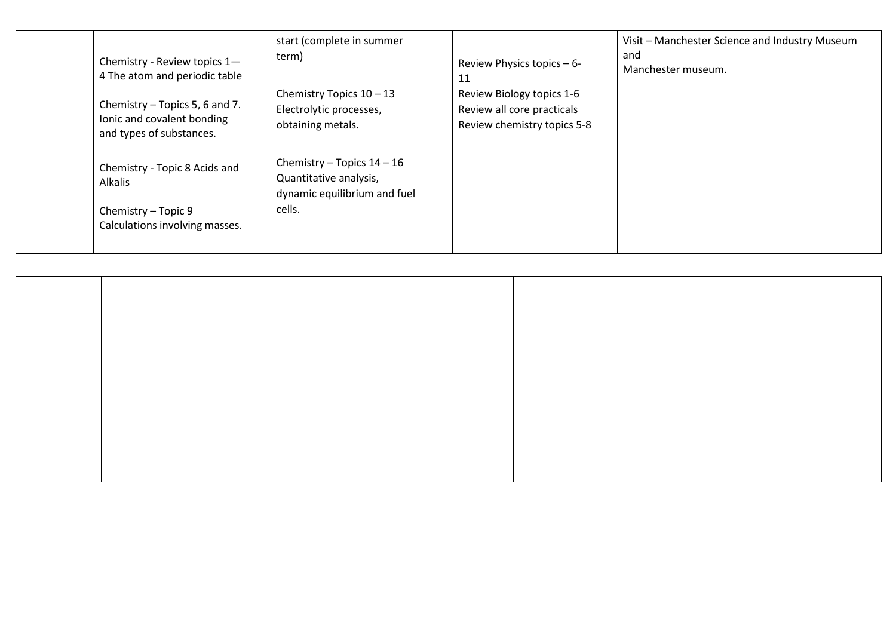| | | | | |
|---|---|---|---|---|
| | Chemistry - Review topics 1— 4 The atom and periodic table<br><br>Chemistry – Topics 5, 6 and 7. Ionic and covalent bonding and types of substances.<br><br>Chemistry - Topic 8 Acids and Alkalis<br><br>Chemistry – Topic 9 Calculations involving masses. | start (complete in summer term)<br><br>Chemistry Topics 10 – 13 Electrolytic processes, obtaining metals.<br><br>Chemistry – Topics 14 – 16 Quantitative analysis, dynamic equilibrium and fuel cells. | Review Physics topics – 6-11<br>Review Biology topics 1-6<br>Review all core practicals<br>Review chemistry topics 5-8 | Visit – Manchester Science and Industry Museum and<br>Manchester museum. |

| | | | | |
|---|---|---|---|---|
| | | | | |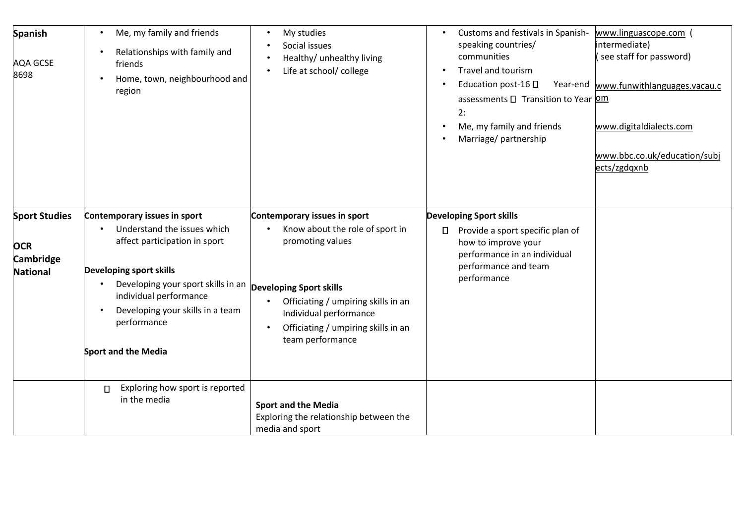| | | | | |
|---|---|---|---|---|
| **Spanish**<br><br>AQA GCSE 8698 | • Me, my family and friends<br>• Relationships with family and friends<br>• Home, town, neighbourhood and region | • My studies<br>• Social issues<br>• Healthy/ unhealthy living<br>• Life at school/ college | • Customs and festivals in Spanish-speaking countries/ communities<br>• Travel and tourism<br>• Education post-16  Year-end assessments  Transition to Year 2:<br>• Me, my family and friends<br>• Marriage/ partnership | www.linguascope.com ( intermediate) ( see staff for password)<br><br>www.funwithlanguages.vacau.com<br><br>www.digitaldialects.com<br><br>www.bbc.co.uk/education/subjects/zgdqxnb |
| **Sport Studies**<br><br>**OCR Cambridge National** | **Contemporary issues in sport**<br>• Understand the issues which affect participation in sport<br><br>**Developing sport skills**<br>• Developing your sport skills in an individual performance<br>• Developing your skills in a team performance<br><br>**Sport and the Media** | **Contemporary issues in sport**<br>• Know about the role of sport in promoting values<br><br>**Developing Sport skills**<br>• Officiating / umpiring skills in an Individual performance<br>• Officiating / umpiring skills in an team performance | **Developing Sport skills**<br>• Provide a sport specific plan of how to improve your performance in an individual performance and team performance | |
| | • Exploring how sport is reported in the media | **Sport and the Media**<br>Exploring the relationship between the media and sport | | |